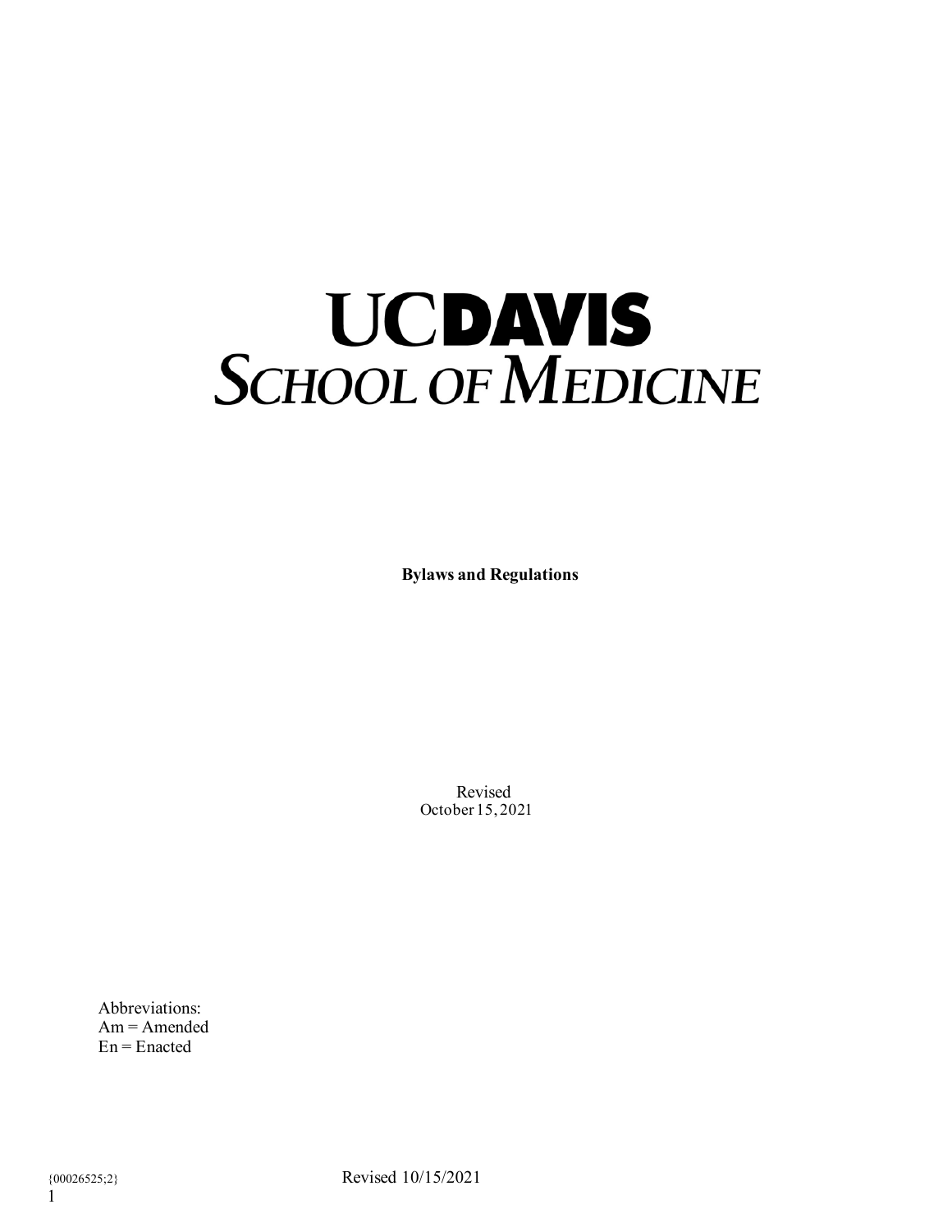# UCDAVIS SCHOOL OF MEDICINE

**Bylaws and Regulations**

Revised
October 15, 2021

Abbreviations:
Am = Amended
En = Enacted

{00026525;2}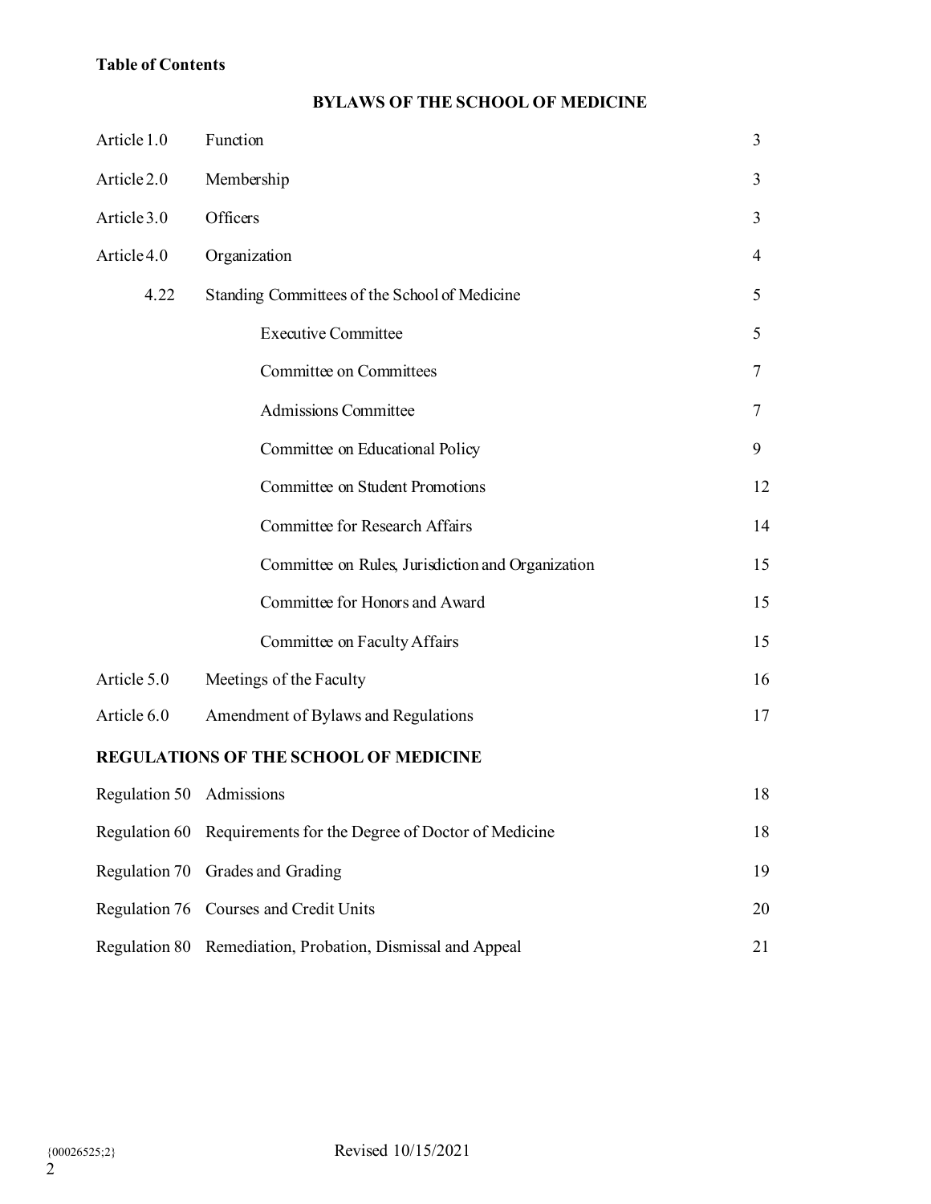**Table of Contents**

## BYLAWS OF THE SCHOOL OF MEDICINE

| | | |
|---|---|---|
| Article 1.0 | Function | 3 |
| Article 2.0 | Membership | 3 |
| Article 3.0 | Officers | 3 |
| Article 4.0 | Organization | 4 |
| 4.22 | Standing Committees of the School of Medicine | 5 |
| | Executive Committee | 5 |
| | Committee on Committees | 7 |
| | Admissions Committee | 7 |
| | Committee on Educational Policy | 9 |
| | Committee on Student Promotions | 12 |
| | Committee for Research Affairs | 14 |
| | Committee on Rules, Jurisdiction and Organization | 15 |
| | Committee for Honors and Award | 15 |
| | Committee on Faculty Affairs | 15 |
| Article 5.0 | Meetings of the Faculty | 16 |
| Article 6.0 | Amendment of Bylaws and Regulations | 17 |

## REGULATIONS OF THE SCHOOL OF MEDICINE

| | | |
|---|---|---|
| Regulation 50 | Admissions | 18 |
| Regulation 60 | Requirements for the Degree of Doctor of Medicine | 18 |
| Regulation 70 | Grades and Grading | 19 |
| Regulation 76 | Courses and Credit Units | 20 |
| Regulation 80 | Remediation, Probation, Dismissal and Appeal | 21 |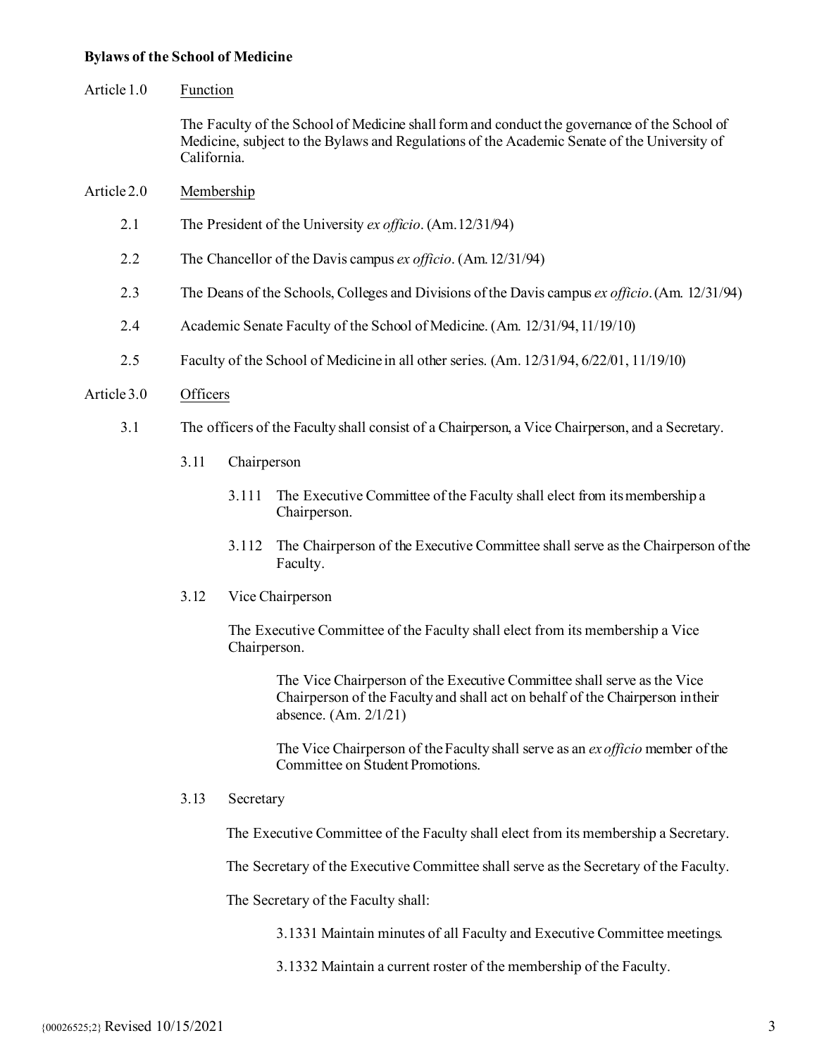**Bylaws of the School of Medicine**

Article 1.0 Function

The Faculty of the School of Medicine shall form and conduct the governance of the School of Medicine, subject to the Bylaws and Regulations of the Academic Senate of the University of California.

Article 2.0 Membership

2.1 The President of the University *ex officio*. (Am. 12/31/94)

2.2 The Chancellor of the Davis campus *ex officio*. (Am. 12/31/94)

2.3 The Deans of the Schools, Colleges and Divisions of the Davis campus *ex officio*. (Am. 12/31/94)

2.4 Academic Senate Faculty of the School of Medicine. (Am. 12/31/94, 11/19/10)

2.5 Faculty of the School of Medicine in all other series. (Am. 12/31/94, 6/22/01, 11/19/10)

Article 3.0 Officers

3.1 The officers of the Faculty shall consist of a Chairperson, a Vice Chairperson, and a Secretary.

3.11 Chairperson

3.111 The Executive Committee of the Faculty shall elect from its membership a Chairperson.

3.112 The Chairperson of the Executive Committee shall serve as the Chairperson of the Faculty.

3.12 Vice Chairperson

The Executive Committee of the Faculty shall elect from its membership a Vice Chairperson.

The Vice Chairperson of the Executive Committee shall serve as the Vice Chairperson of the Faculty and shall act on behalf of the Chairperson in their absence. (Am. 2/1/21)

The Vice Chairperson of the Faculty shall serve as an *ex officio* member of the Committee on Student Promotions.

3.13 Secretary

The Executive Committee of the Faculty shall elect from its membership a Secretary.

The Secretary of the Executive Committee shall serve as the Secretary of the Faculty.

The Secretary of the Faculty shall:

3.1331 Maintain minutes of all Faculty and Executive Committee meetings.

3.1332 Maintain a current roster of the membership of the Faculty.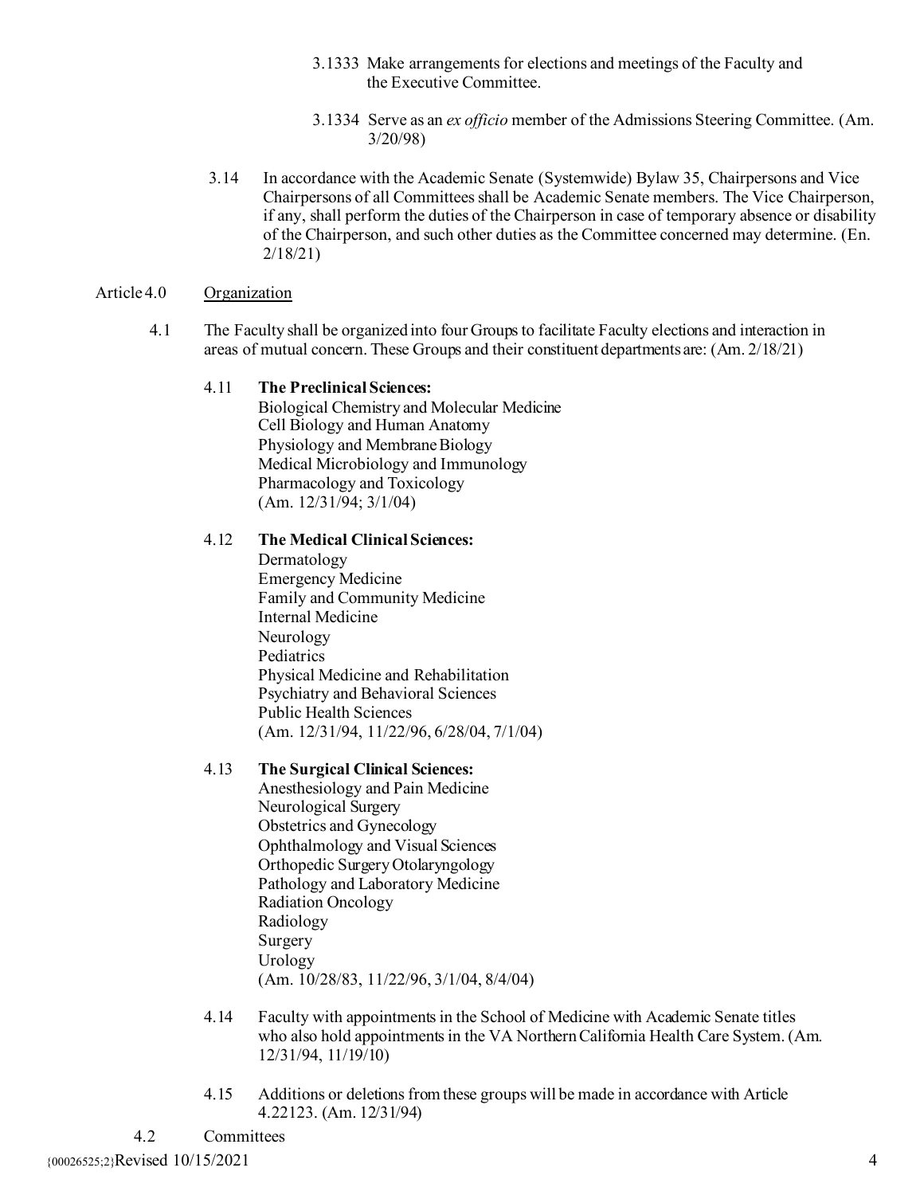3.1333 Make arrangements for elections and meetings of the Faculty and the Executive Committee.

3.1334 Serve as an *ex officio* member of the Admissions Steering Committee. (Am. 3/20/98)

3.14 In accordance with the Academic Senate (Systemwide) Bylaw 35, Chairpersons and Vice Chairpersons of all Committees shall be Academic Senate members. The Vice Chairperson, if any, shall perform the duties of the Chairperson in case of temporary absence or disability of the Chairperson, and such other duties as the Committee concerned may determine. (En. 2/18/21)

Article 4.0 Organization

4.1 The Faculty shall be organized into four Groups to facilitate Faculty elections and interaction in areas of mutual concern. These Groups and their constituent departments are: (Am. 2/18/21)

4.11 **The Preclinical Sciences:**
Biological Chemistry and Molecular Medicine
Cell Biology and Human Anatomy
Physiology and Membrane Biology
Medical Microbiology and Immunology
Pharmacology and Toxicology
(Am. 12/31/94; 3/1/04)

4.12 **The Medical Clinical Sciences:**
Dermatology
Emergency Medicine
Family and Community Medicine
Internal Medicine
Neurology
Pediatrics
Physical Medicine and Rehabilitation
Psychiatry and Behavioral Sciences
Public Health Sciences
(Am. 12/31/94, 11/22/96, 6/28/04, 7/1/04)

4.13 **The Surgical Clinical Sciences:**
Anesthesiology and Pain Medicine
Neurological Surgery
Obstetrics and Gynecology
Ophthalmology and Visual Sciences
Orthopedic Surgery Otolaryngology
Pathology and Laboratory Medicine
Radiation Oncology
Radiology
Surgery
Urology
(Am. 10/28/83, 11/22/96, 3/1/04, 8/4/04)

4.14 Faculty with appointments in the School of Medicine with Academic Senate titles who also hold appointments in the VA Northern California Health Care System. (Am. 12/31/94, 11/19/10)

4.15 Additions or deletions from these groups will be made in accordance with Article 4.22123. (Am. 12/31/94)

4.2 Committees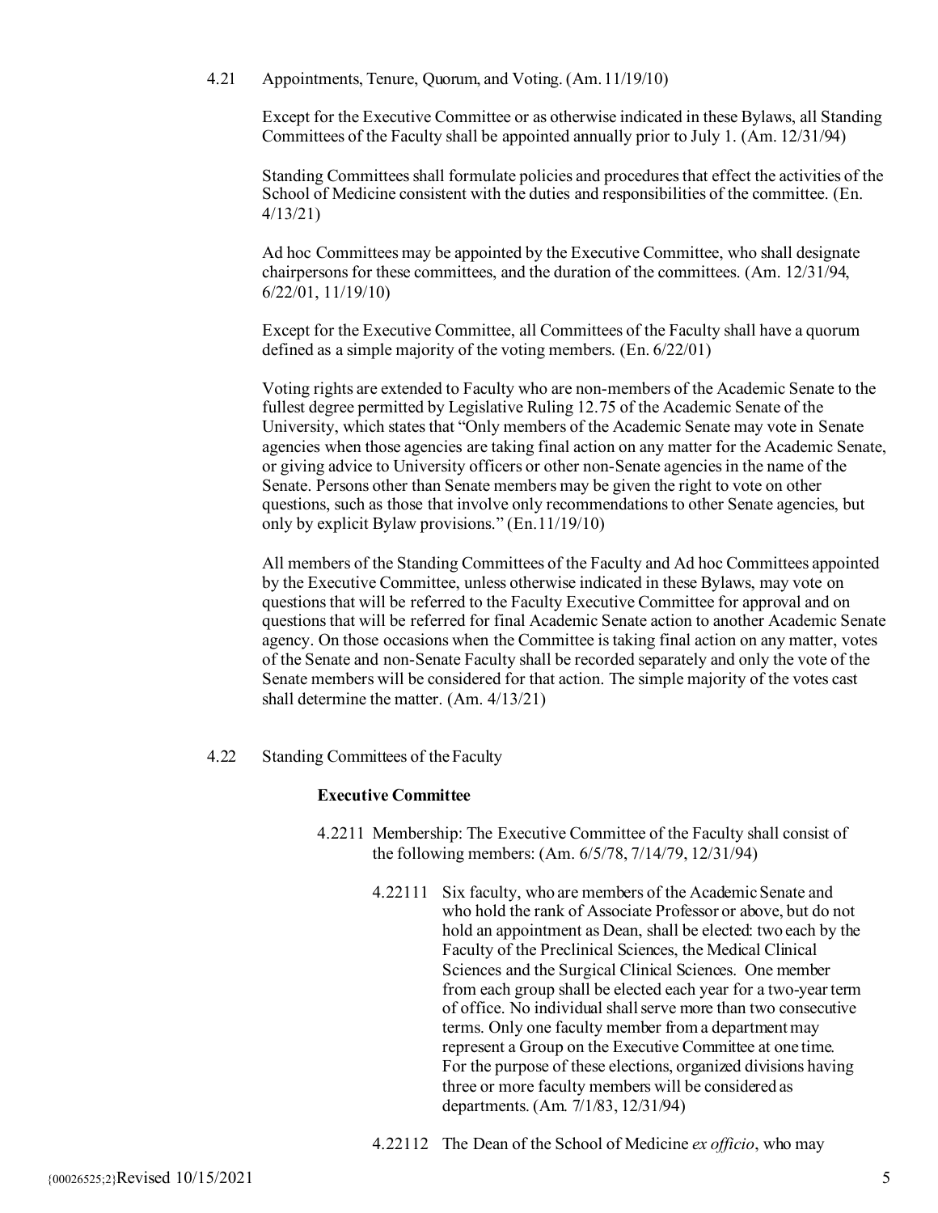4.21 Appointments, Tenure, Quorum, and Voting. (Am. 11/19/10)

Except for the Executive Committee or as otherwise indicated in these Bylaws, all Standing Committees of the Faculty shall be appointed annually prior to July 1. (Am. 12/31/94)

Standing Committees shall formulate policies and procedures that effect the activities of the School of Medicine consistent with the duties and responsibilities of the committee. (En. 4/13/21)

Ad hoc Committees may be appointed by the Executive Committee, who shall designate chairpersons for these committees, and the duration of the committees. (Am. 12/31/94, 6/22/01, 11/19/10)

Except for the Executive Committee, all Committees of the Faculty shall have a quorum defined as a simple majority of the voting members. (En. 6/22/01)

Voting rights are extended to Faculty who are non-members of the Academic Senate to the fullest degree permitted by Legislative Ruling 12.75 of the Academic Senate of the University, which states that "Only members of the Academic Senate may vote in Senate agencies when those agencies are taking final action on any matter for the Academic Senate, or giving advice to University officers or other non-Senate agencies in the name of the Senate. Persons other than Senate members may be given the right to vote on other questions, such as those that involve only recommendations to other Senate agencies, but only by explicit Bylaw provisions." (En.11/19/10)

All members of the Standing Committees of the Faculty and Ad hoc Committees appointed by the Executive Committee, unless otherwise indicated in these Bylaws, may vote on questions that will be referred to the Faculty Executive Committee for approval and on questions that will be referred for final Academic Senate action to another Academic Senate agency. On those occasions when the Committee is taking final action on any matter, votes of the Senate and non-Senate Faculty shall be recorded separately and only the vote of the Senate members will be considered for that action. The simple majority of the votes cast shall determine the matter. (Am. 4/13/21)

4.22 Standing Committees of the Faculty

**Executive Committee**

4.2211 Membership: The Executive Committee of the Faculty shall consist of the following members: (Am. 6/5/78, 7/14/79, 12/31/94)

4.22111 Six faculty, who are members of the Academic Senate and who hold the rank of Associate Professor or above, but do not hold an appointment as Dean, shall be elected: two each by the Faculty of the Preclinical Sciences, the Medical Clinical Sciences and the Surgical Clinical Sciences. One member from each group shall be elected each year for a two-year term of office. No individual shall serve more than two consecutive terms. Only one faculty member from a department may represent a Group on the Executive Committee at one time. For the purpose of these elections, organized divisions having three or more faculty members will be considered as departments. (Am. 7/1/83, 12/31/94)

4.22112 The Dean of the School of Medicine *ex officio*, who may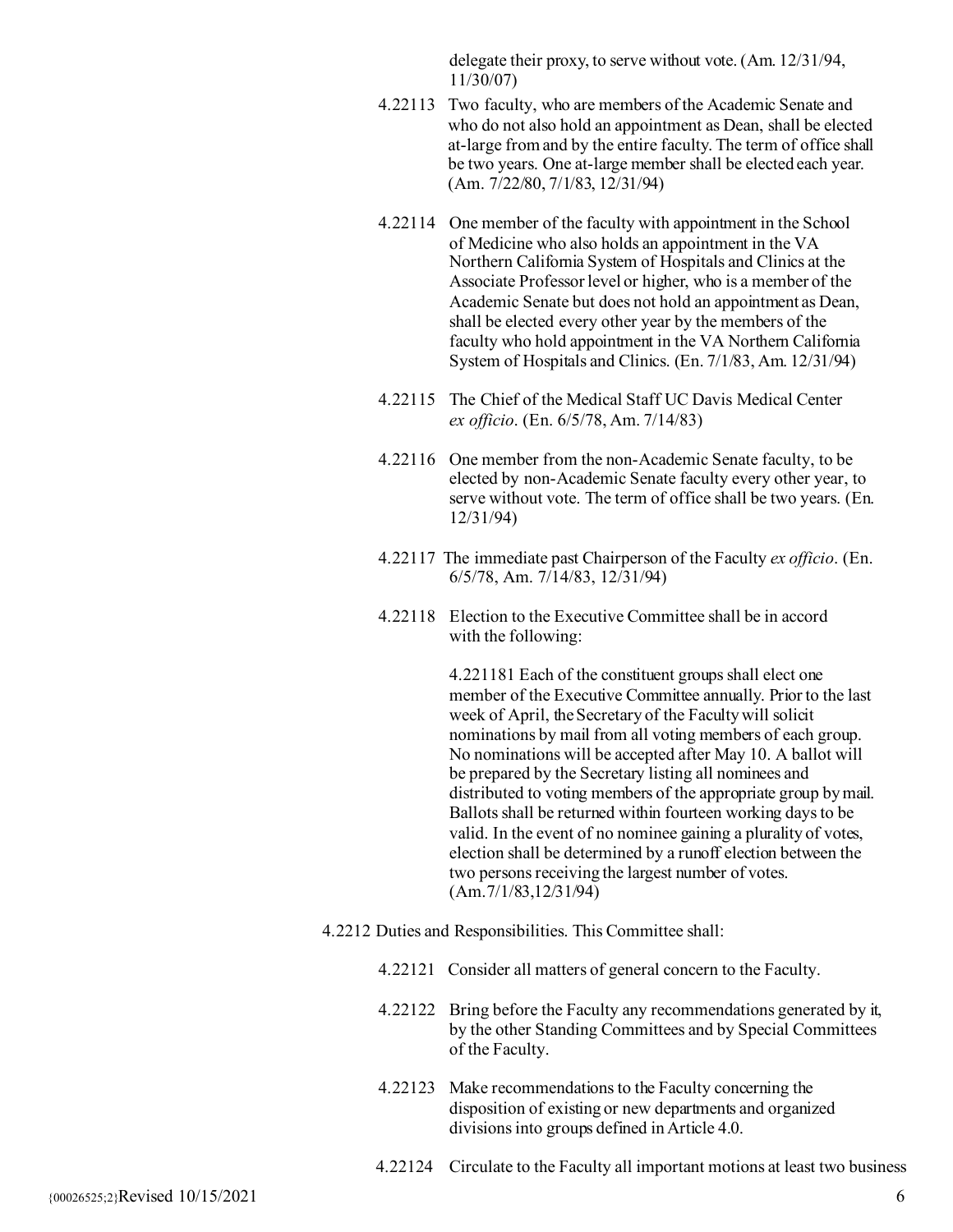delegate their proxy, to serve without vote. (Am. 12/31/94, 11/30/07)

4.22113 Two faculty, who are members of the Academic Senate and who do not also hold an appointment as Dean, shall be elected at-large from and by the entire faculty. The term of office shall be two years. One at-large member shall be elected each year. (Am. 7/22/80, 7/1/83, 12/31/94)

4.22114 One member of the faculty with appointment in the School of Medicine who also holds an appointment in the VA Northern California System of Hospitals and Clinics at the Associate Professor level or higher, who is a member of the Academic Senate but does not hold an appointment as Dean, shall be elected every other year by the members of the faculty who hold appointment in the VA Northern California System of Hospitals and Clinics. (En. 7/1/83, Am. 12/31/94)

4.22115 The Chief of the Medical Staff UC Davis Medical Center *ex officio*. (En. 6/5/78, Am. 7/14/83)

4.22116 One member from the non-Academic Senate faculty, to be elected by non-Academic Senate faculty every other year, to serve without vote. The term of office shall be two years. (En. 12/31/94)

4.22117 The immediate past Chairperson of the Faculty *ex officio*. (En. 6/5/78, Am. 7/14/83, 12/31/94)

4.22118 Election to the Executive Committee shall be in accord with the following:

4.221181 Each of the constituent groups shall elect one member of the Executive Committee annually. Prior to the last week of April, the Secretary of the Faculty will solicit nominations by mail from all voting members of each group. No nominations will be accepted after May 10. A ballot will be prepared by the Secretary listing all nominees and distributed to voting members of the appropriate group by mail. Ballots shall be returned within fourteen working days to be valid. In the event of no nominee gaining a plurality of votes, election shall be determined by a runoff election between the two persons receiving the largest number of votes. (Am.7/1/83,12/31/94)

4.2212 Duties and Responsibilities. This Committee shall:

4.22121 Consider all matters of general concern to the Faculty.

4.22122 Bring before the Faculty any recommendations generated by it, by the other Standing Committees and by Special Committees of the Faculty.

4.22123 Make recommendations to the Faculty concerning the disposition of existing or new departments and organized divisions into groups defined in Article 4.0.

4.22124 Circulate to the Faculty all important motions at least two business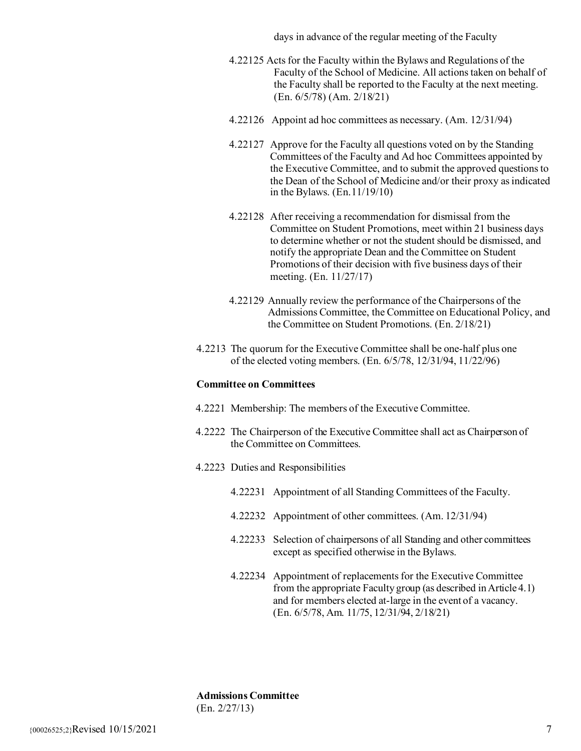days in advance of the regular meeting of the Faculty

4.22125 Acts for the Faculty within the Bylaws and Regulations of the Faculty of the School of Medicine. All actions taken on behalf of the Faculty shall be reported to the Faculty at the next meeting. (En. 6/5/78) (Am. 2/18/21)

4.22126 Appoint ad hoc committees as necessary. (Am. 12/31/94)

4.22127 Approve for the Faculty all questions voted on by the Standing Committees of the Faculty and Ad hoc Committees appointed by the Executive Committee, and to submit the approved questions to the Dean of the School of Medicine and/or their proxy as indicated in the Bylaws. (En.11/19/10)

4.22128 After receiving a recommendation for dismissal from the Committee on Student Promotions, meet within 21 business days to determine whether or not the student should be dismissed, and notify the appropriate Dean and the Committee on Student Promotions of their decision with five business days of their meeting. (En. 11/27/17)

4.22129 Annually review the performance of the Chairpersons of the Admissions Committee, the Committee on Educational Policy, and the Committee on Student Promotions. (En. 2/18/21)

4.2213 The quorum for the Executive Committee shall be one-half plus one of the elected voting members. (En. 6/5/78, 12/31/94, 11/22/96)

**Committee on Committees**

4.2221 Membership: The members of the Executive Committee.

4.2222 The Chairperson of the Executive Committee shall act as Chairperson of the Committee on Committees.

4.2223 Duties and Responsibilities

4.22231 Appointment of all Standing Committees of the Faculty.

4.22232 Appointment of other committees. (Am. 12/31/94)

4.22233 Selection of chairpersons of all Standing and other committees except as specified otherwise in the Bylaws.

4.22234 Appointment of replacements for the Executive Committee from the appropriate Faculty group (as described in Article 4.1) and for members elected at-large in the event of a vacancy. (En. 6/5/78, Am. 11/75, 12/31/94, 2/18/21)

**Admissions Committee**
(En. 2/27/13)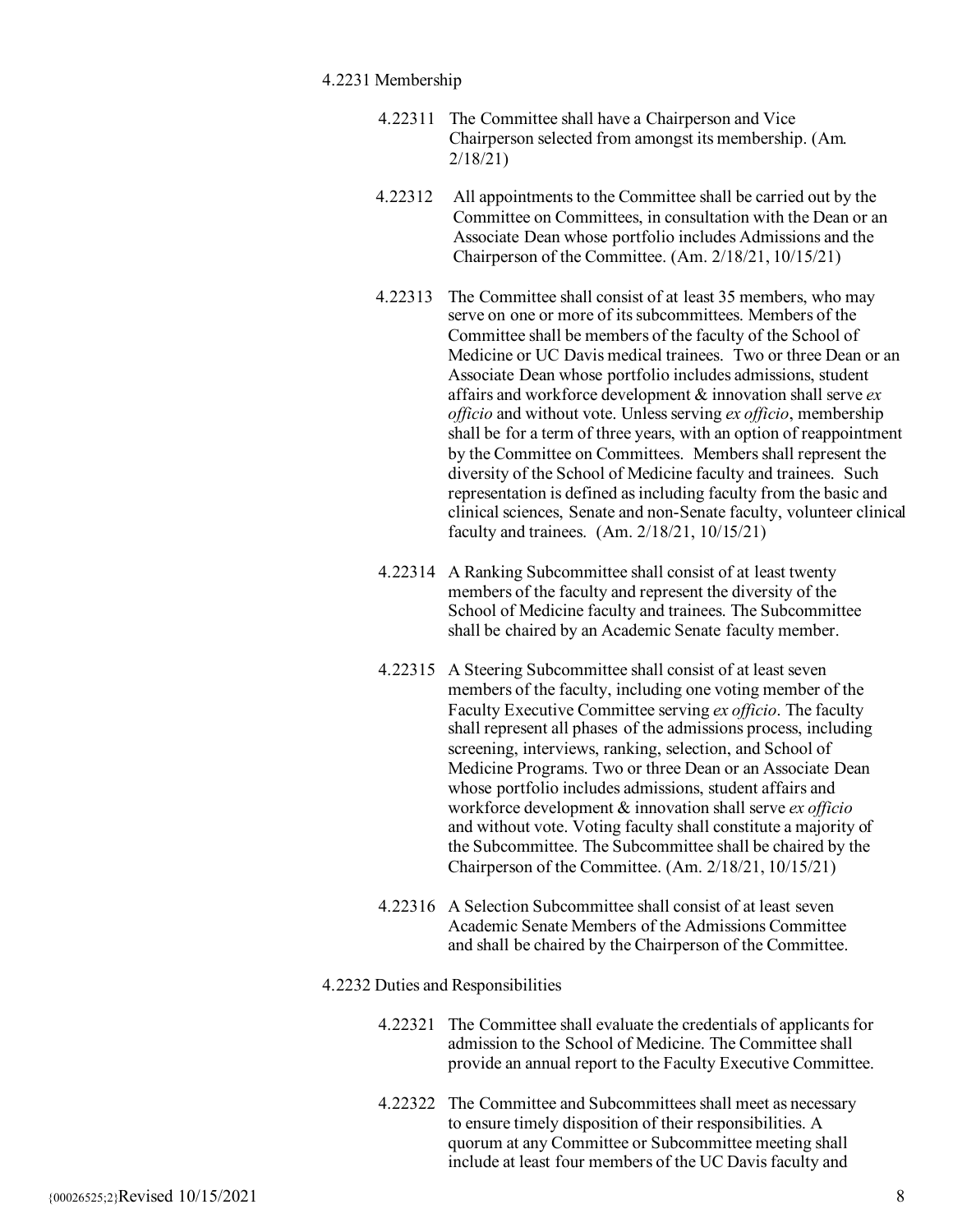4.2231 Membership

4.22311 The Committee shall have a Chairperson and Vice Chairperson selected from amongst its membership. (Am. 2/18/21)

4.22312 All appointments to the Committee shall be carried out by the Committee on Committees, in consultation with the Dean or an Associate Dean whose portfolio includes Admissions and the Chairperson of the Committee. (Am. 2/18/21, 10/15/21)

4.22313 The Committee shall consist of at least 35 members, who may serve on one or more of its subcommittees. Members of the Committee shall be members of the faculty of the School of Medicine or UC Davis medical trainees. Two or three Dean or an Associate Dean whose portfolio includes admissions, student affairs and workforce development & innovation shall serve *ex officio* and without vote. Unless serving *ex officio*, membership shall be for a term of three years, with an option of reappointment by the Committee on Committees. Members shall represent the diversity of the School of Medicine faculty and trainees. Such representation is defined as including faculty from the basic and clinical sciences, Senate and non-Senate faculty, volunteer clinical faculty and trainees. (Am. 2/18/21, 10/15/21)

4.22314 A Ranking Subcommittee shall consist of at least twenty members of the faculty and represent the diversity of the School of Medicine faculty and trainees. The Subcommittee shall be chaired by an Academic Senate faculty member.

4.22315 A Steering Subcommittee shall consist of at least seven members of the faculty, including one voting member of the Faculty Executive Committee serving *ex officio*. The faculty shall represent all phases of the admissions process, including screening, interviews, ranking, selection, and School of Medicine Programs. Two or three Dean or an Associate Dean whose portfolio includes admissions, student affairs and workforce development & innovation shall serve *ex officio* and without vote. Voting faculty shall constitute a majority of the Subcommittee. The Subcommittee shall be chaired by the Chairperson of the Committee. (Am. 2/18/21, 10/15/21)

4.22316 A Selection Subcommittee shall consist of at least seven Academic Senate Members of the Admissions Committee and shall be chaired by the Chairperson of the Committee.

4.2232 Duties and Responsibilities

4.22321 The Committee shall evaluate the credentials of applicants for admission to the School of Medicine. The Committee shall provide an annual report to the Faculty Executive Committee.

4.22322 The Committee and Subcommittees shall meet as necessary to ensure timely disposition of their responsibilities. A quorum at any Committee or Subcommittee meeting shall include at least four members of the UC Davis faculty and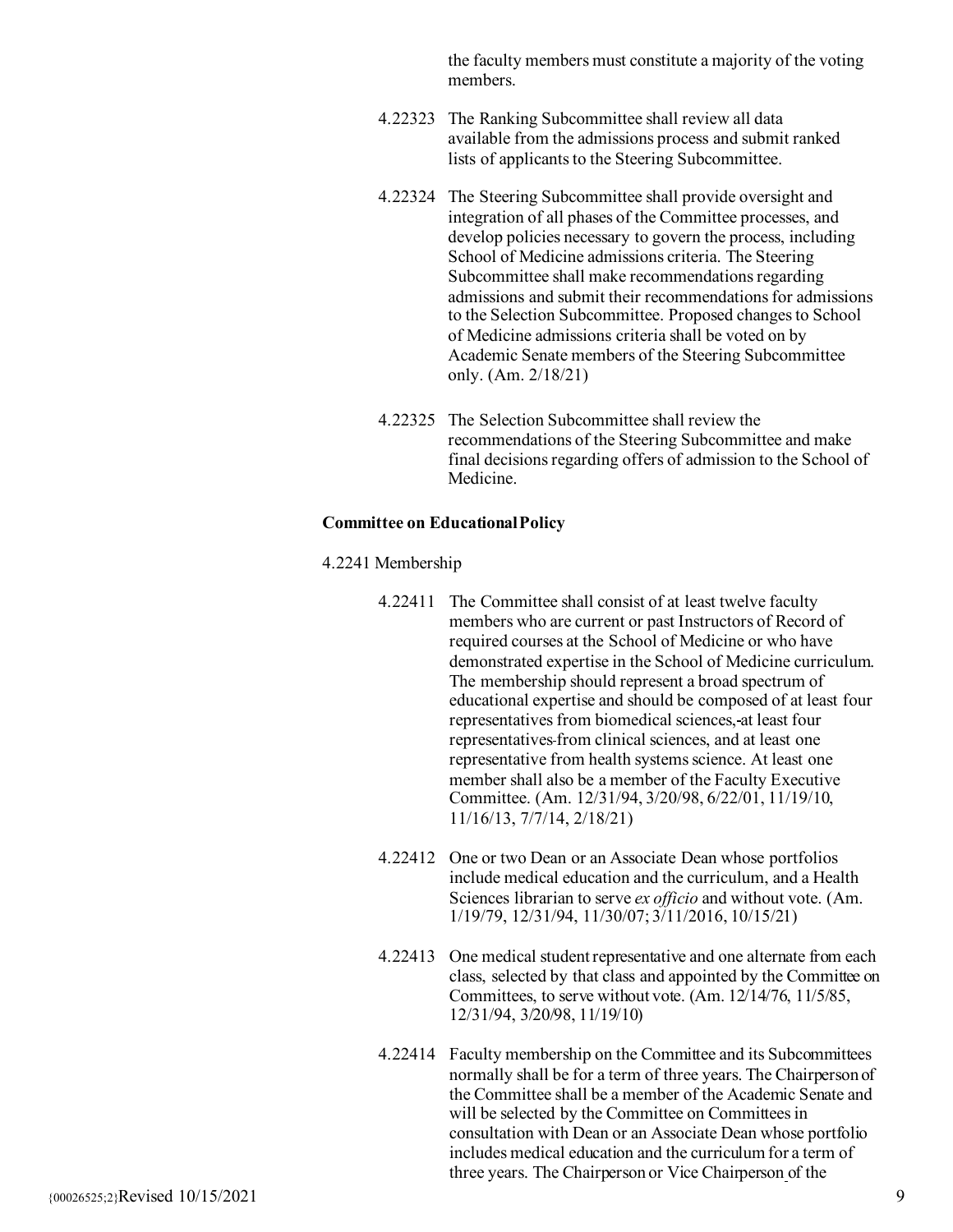the faculty members must constitute a majority of the voting members.

4.22323 The Ranking Subcommittee shall review all data available from the admissions process and submit ranked lists of applicants to the Steering Subcommittee.

4.22324 The Steering Subcommittee shall provide oversight and integration of all phases of the Committee processes, and develop policies necessary to govern the process, including School of Medicine admissions criteria. The Steering Subcommittee shall make recommendations regarding admissions and submit their recommendations for admissions to the Selection Subcommittee. Proposed changes to School of Medicine admissions criteria shall be voted on by Academic Senate members of the Steering Subcommittee only. (Am. 2/18/21)

4.22325 The Selection Subcommittee shall review the recommendations of the Steering Subcommittee and make final decisions regarding offers of admission to the School of Medicine.

**Committee on Educational Policy**

4.2241 Membership

4.22411 The Committee shall consist of at least twelve faculty members who are current or past Instructors of Record of required courses at the School of Medicine or who have demonstrated expertise in the School of Medicine curriculum. The membership should represent a broad spectrum of educational expertise and should be composed of at least four representatives from biomedical sciences, at least four representatives from clinical sciences, and at least one representative from health systems science. At least one member shall also be a member of the Faculty Executive Committee. (Am. 12/31/94, 3/20/98, 6/22/01, 11/19/10, 11/16/13, 7/7/14, 2/18/21)

4.22412 One or two Dean or an Associate Dean whose portfolios include medical education and the curriculum, and a Health Sciences librarian to serve *ex officio* and without vote. (Am. 1/19/79, 12/31/94, 11/30/07; 3/11/2016, 10/15/21)

4.22413 One medical student representative and one alternate from each class, selected by that class and appointed by the Committee on Committees, to serve without vote. (Am. 12/14/76, 11/5/85, 12/31/94, 3/20/98, 11/19/10)

4.22414 Faculty membership on the Committee and its Subcommittees normally shall be for a term of three years. The Chairperson of the Committee shall be a member of the Academic Senate and will be selected by the Committee on Committees in consultation with Dean or an Associate Dean whose portfolio includes medical education and the curriculum for a term of three years. The Chairperson or Vice Chairperson of the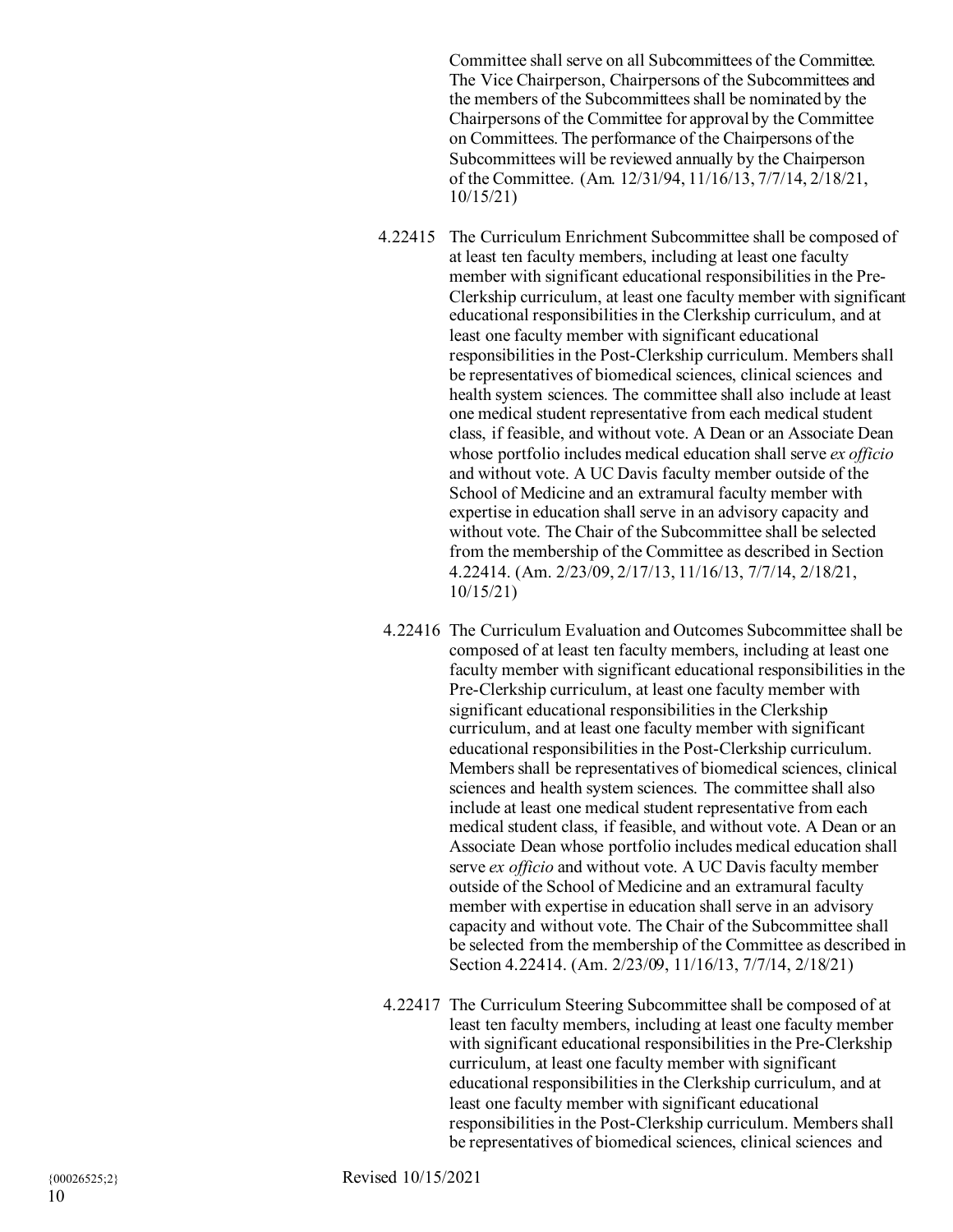Committee shall serve on all Subcommittees of the Committee. The Vice Chairperson, Chairpersons of the Subcommittees and the members of the Subcommittees shall be nominated by the Chairpersons of the Committee for approval by the Committee on Committees. The performance of the Chairpersons of the Subcommittees will be reviewed annually by the Chairperson of the Committee. (Am. 12/31/94, 11/16/13, 7/7/14, 2/18/21, 10/15/21)

4.22415 The Curriculum Enrichment Subcommittee shall be composed of at least ten faculty members, including at least one faculty member with significant educational responsibilities in the Pre-Clerkship curriculum, at least one faculty member with significant educational responsibilities in the Clerkship curriculum, and at least one faculty member with significant educational responsibilities in the Post-Clerkship curriculum. Members shall be representatives of biomedical sciences, clinical sciences and health system sciences. The committee shall also include at least one medical student representative from each medical student class, if feasible, and without vote. A Dean or an Associate Dean whose portfolio includes medical education shall serve *ex officio* and without vote. A UC Davis faculty member outside of the School of Medicine and an extramural faculty member with expertise in education shall serve in an advisory capacity and without vote. The Chair of the Subcommittee shall be selected from the membership of the Committee as described in Section 4.22414. (Am. 2/23/09, 2/17/13, 11/16/13, 7/7/14, 2/18/21, 10/15/21)

4.22416 The Curriculum Evaluation and Outcomes Subcommittee shall be composed of at least ten faculty members, including at least one faculty member with significant educational responsibilities in the Pre-Clerkship curriculum, at least one faculty member with significant educational responsibilities in the Clerkship curriculum, and at least one faculty member with significant educational responsibilities in the Post-Clerkship curriculum. Members shall be representatives of biomedical sciences, clinical sciences and health system sciences. The committee shall also include at least one medical student representative from each medical student class, if feasible, and without vote. A Dean or an Associate Dean whose portfolio includes medical education shall serve *ex officio* and without vote. A UC Davis faculty member outside of the School of Medicine and an extramural faculty member with expertise in education shall serve in an advisory capacity and without vote. The Chair of the Subcommittee shall be selected from the membership of the Committee as described in Section 4.22414. (Am. 2/23/09, 11/16/13, 7/7/14, 2/18/21)

4.22417 The Curriculum Steering Subcommittee shall be composed of at least ten faculty members, including at least one faculty member with significant educational responsibilities in the Pre-Clerkship curriculum, at least one faculty member with significant educational responsibilities in the Clerkship curriculum, and at least one faculty member with significant educational responsibilities in the Post-Clerkship curriculum. Members shall be representatives of biomedical sciences, clinical sciences and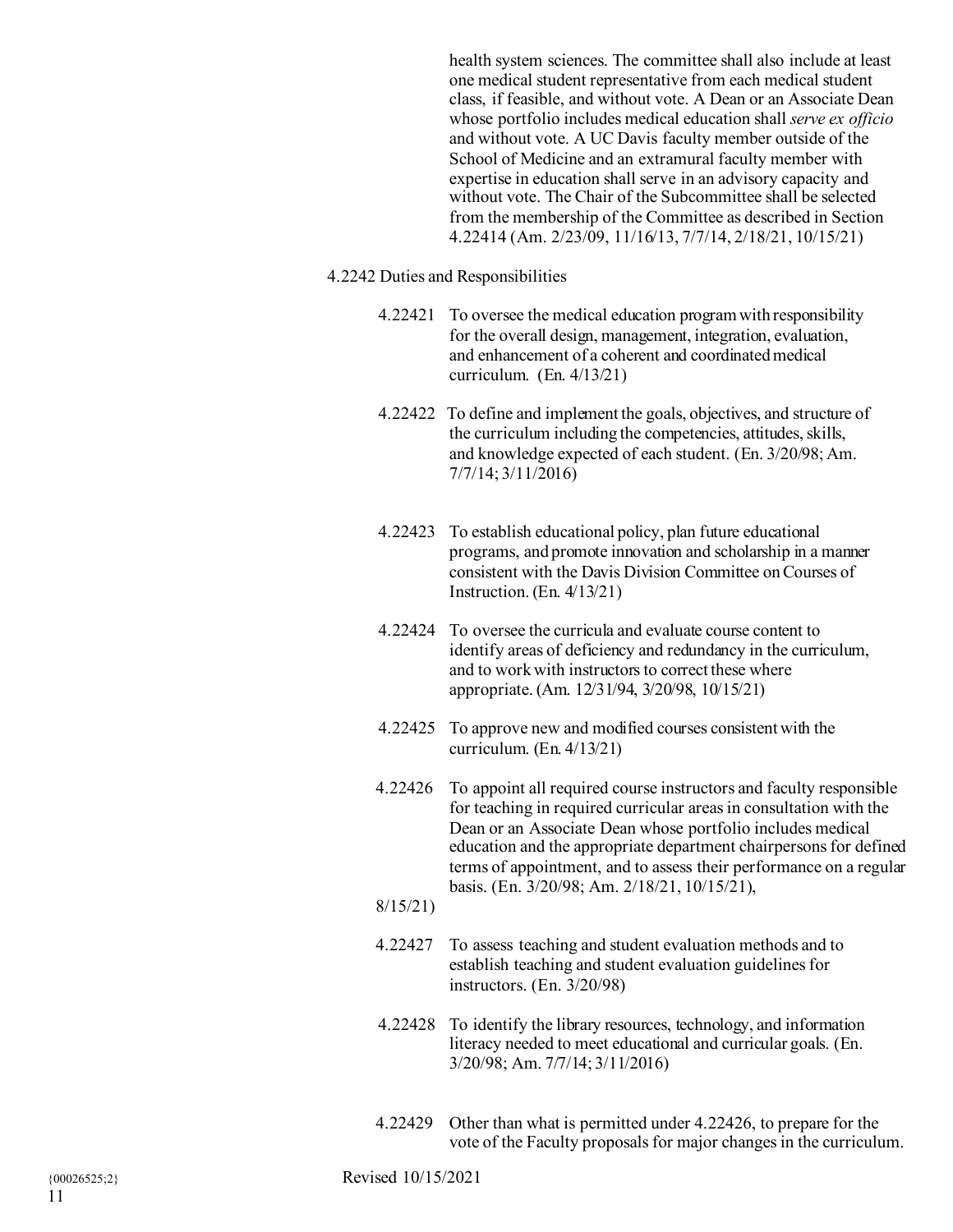health system sciences. The committee shall also include at least one medical student representative from each medical student class, if feasible, and without vote. A Dean or an Associate Dean whose portfolio includes medical education shall *serve ex officio* and without vote. A UC Davis faculty member outside of the School of Medicine and an extramural faculty member with expertise in education shall serve in an advisory capacity and without vote. The Chair of the Subcommittee shall be selected from the membership of the Committee as described in Section 4.22414 (Am. 2/23/09, 11/16/13, 7/7/14, 2/18/21, 10/15/21)

4.2242 Duties and Responsibilities

4.22421 To oversee the medical education program with responsibility for the overall design, management, integration, evaluation, and enhancement of a coherent and coordinated medical curriculum. (En. 4/13/21)

4.22422 To define and implement the goals, objectives, and structure of the curriculum including the competencies, attitudes, skills, and knowledge expected of each student. (En. 3/20/98; Am. 7/7/14; 3/11/2016)

4.22423 To establish educational policy, plan future educational programs, and promote innovation and scholarship in a manner consistent with the Davis Division Committee on Courses of Instruction. (En. 4/13/21)

4.22424 To oversee the curricula and evaluate course content to identify areas of deficiency and redundancy in the curriculum, and to work with instructors to correct these where appropriate. (Am. 12/31/94, 3/20/98, 10/15/21)

4.22425 To approve new and modified courses consistent with the curriculum. (En. 4/13/21)

4.22426 To appoint all required course instructors and faculty responsible for teaching in required curricular areas in consultation with the Dean or an Associate Dean whose portfolio includes medical education and the appropriate department chairpersons for defined terms of appointment, and to assess their performance on a regular basis. (En. 3/20/98; Am. 2/18/21, 10/15/21), 8/15/21)

4.22427 To assess teaching and student evaluation methods and to establish teaching and student evaluation guidelines for instructors. (En. 3/20/98)

4.22428 To identify the library resources, technology, and information literacy needed to meet educational and curricular goals. (En. 3/20/98; Am. 7/7/14; 3/11/2016)

4.22429 Other than what is permitted under 4.22426, to prepare for the vote of the Faculty proposals for major changes in the curriculum.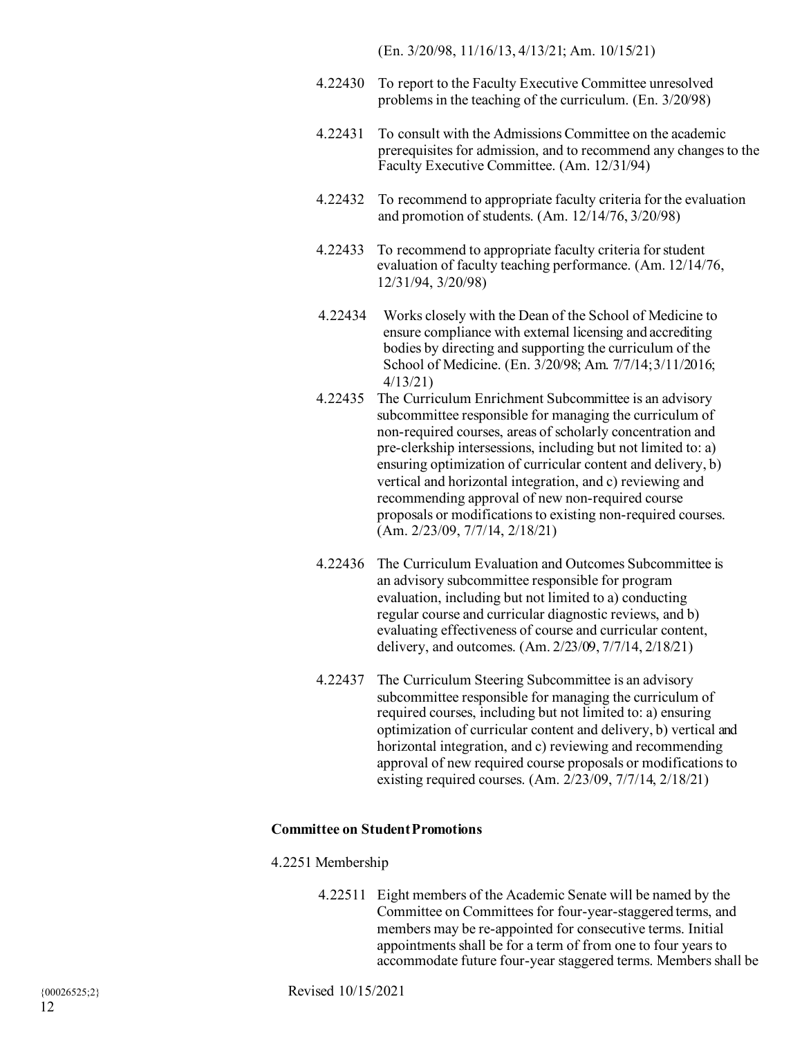(En. 3/20/98, 11/16/13, 4/13/21; Am. 10/15/21)

4.22430 To report to the Faculty Executive Committee unresolved problems in the teaching of the curriculum. (En. 3/20/98)

4.22431 To consult with the Admissions Committee on the academic prerequisites for admission, and to recommend any changes to the Faculty Executive Committee. (Am. 12/31/94)

4.22432 To recommend to appropriate faculty criteria for the evaluation and promotion of students. (Am. 12/14/76, 3/20/98)

4.22433 To recommend to appropriate faculty criteria for student evaluation of faculty teaching performance. (Am. 12/14/76, 12/31/94, 3/20/98)

4.22434 Works closely with the Dean of the School of Medicine to ensure compliance with external licensing and accrediting bodies by directing and supporting the curriculum of the School of Medicine. (En. 3/20/98; Am. 7/7/14; 3/11/2016; 4/13/21)

4.22435 The Curriculum Enrichment Subcommittee is an advisory subcommittee responsible for managing the curriculum of non-required courses, areas of scholarly concentration and pre-clerkship intersessions, including but not limited to: a) ensuring optimization of curricular content and delivery, b) vertical and horizontal integration, and c) reviewing and recommending approval of new non-required course proposals or modifications to existing non-required courses. (Am. 2/23/09, 7/7/14, 2/18/21)

4.22436 The Curriculum Evaluation and Outcomes Subcommittee is an advisory subcommittee responsible for program evaluation, including but not limited to a) conducting regular course and curricular diagnostic reviews, and b) evaluating effectiveness of course and curricular content, delivery, and outcomes. (Am. 2/23/09, 7/7/14, 2/18/21)

4.22437 The Curriculum Steering Subcommittee is an advisory subcommittee responsible for managing the curriculum of required courses, including but not limited to: a) ensuring optimization of curricular content and delivery, b) vertical and horizontal integration, and c) reviewing and recommending approval of new required course proposals or modifications to existing required courses. (Am. 2/23/09, 7/7/14, 2/18/21)

**Committee on Student Promotions**

4.2251 Membership

4.22511 Eight members of the Academic Senate will be named by the Committee on Committees for four-year-staggered terms, and members may be re-appointed for consecutive terms. Initial appointments shall be for a term of from one to four years to accommodate future four-year staggered terms. Members shall be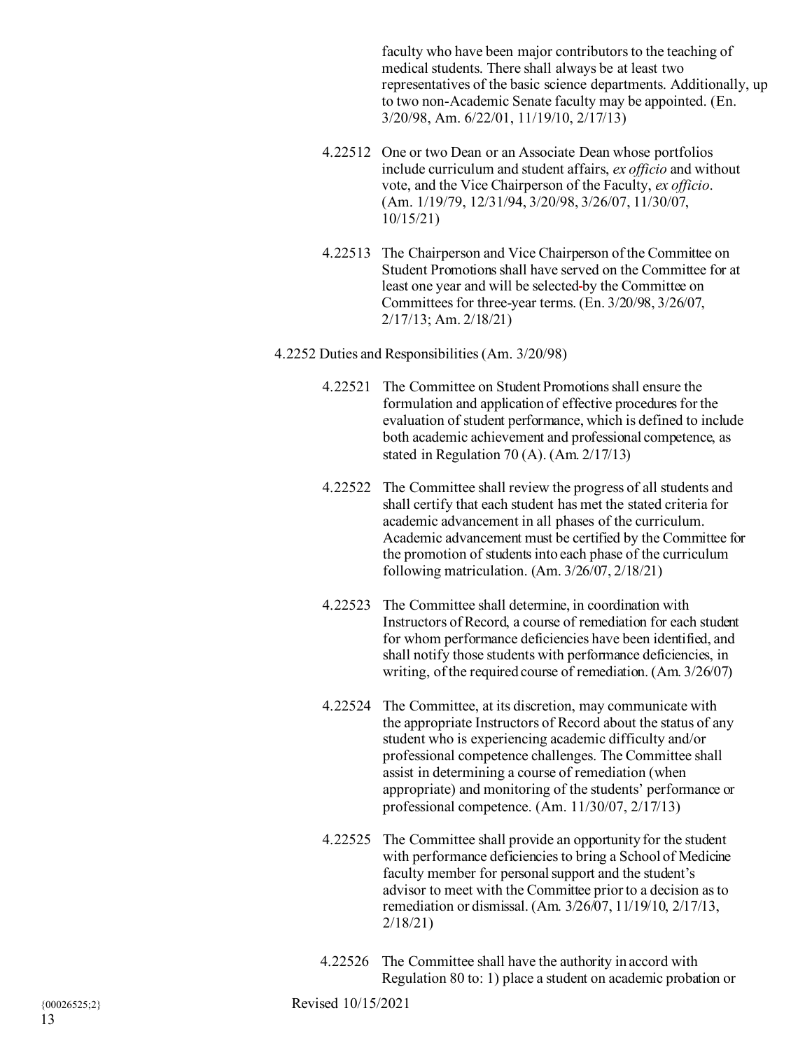faculty who have been major contributors to the teaching of medical students. There shall always be at least two representatives of the basic science departments. Additionally, up to two non-Academic Senate faculty may be appointed. (En. 3/20/98, Am. 6/22/01, 11/19/10, 2/17/13)

4.22512 One or two Dean or an Associate Dean whose portfolios include curriculum and student affairs, *ex officio* and without vote, and the Vice Chairperson of the Faculty, *ex officio*. (Am. 1/19/79, 12/31/94, 3/20/98, 3/26/07, 11/30/07, 10/15/21)

4.22513 The Chairperson and Vice Chairperson of the Committee on Student Promotions shall have served on the Committee for at least one year and will be selected by the Committee on Committees for three-year terms. (En. 3/20/98, 3/26/07, 2/17/13; Am. 2/18/21)

4.2252 Duties and Responsibilities (Am. 3/20/98)

4.22521 The Committee on Student Promotions shall ensure the formulation and application of effective procedures for the evaluation of student performance, which is defined to include both academic achievement and professional competence, as stated in Regulation 70 (A). (Am. 2/17/13)

4.22522 The Committee shall review the progress of all students and shall certify that each student has met the stated criteria for academic advancement in all phases of the curriculum. Academic advancement must be certified by the Committee for the promotion of students into each phase of the curriculum following matriculation. (Am. 3/26/07, 2/18/21)

4.22523 The Committee shall determine, in coordination with Instructors of Record, a course of remediation for each student for whom performance deficiencies have been identified, and shall notify those students with performance deficiencies, in writing, of the required course of remediation. (Am. 3/26/07)

4.22524 The Committee, at its discretion, may communicate with the appropriate Instructors of Record about the status of any student who is experiencing academic difficulty and/or professional competence challenges. The Committee shall assist in determining a course of remediation (when appropriate) and monitoring of the students' performance or professional competence. (Am. 11/30/07, 2/17/13)

4.22525 The Committee shall provide an opportunity for the student with performance deficiencies to bring a School of Medicine faculty member for personal support and the student's advisor to meet with the Committee prior to a decision as to remediation or dismissal. (Am. 3/26/07, 11/19/10, 2/17/13, 2/18/21)

4.22526 The Committee shall have the authority in accord with Regulation 80 to: 1) place a student on academic probation or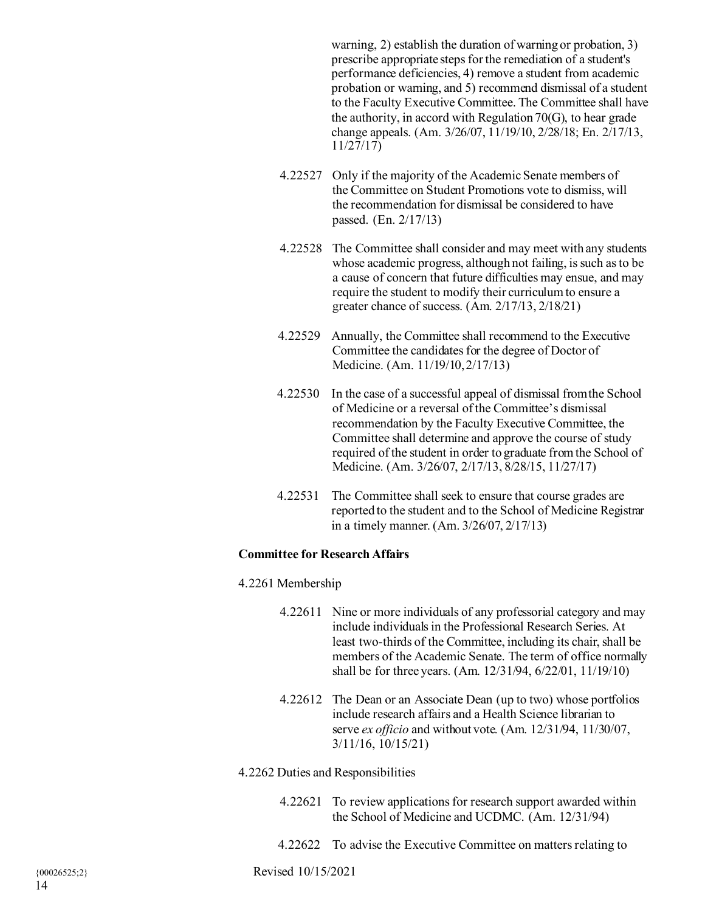warning, 2) establish the duration of warning or probation, 3) prescribe appropriate steps for the remediation of a student's performance deficiencies, 4) remove a student from academic probation or warning, and 5) recommend dismissal of a student to the Faculty Executive Committee. The Committee shall have the authority, in accord with Regulation 70(G), to hear grade change appeals. (Am. 3/26/07, 11/19/10, 2/28/18; En. 2/17/13, 11/27/17)

4.22527 Only if the majority of the Academic Senate members of the Committee on Student Promotions vote to dismiss, will the recommendation for dismissal be considered to have passed. (En. 2/17/13)

4.22528 The Committee shall consider and may meet with any students whose academic progress, although not failing, is such as to be a cause of concern that future difficulties may ensue, and may require the student to modify their curriculum to ensure a greater chance of success. (Am. 2/17/13, 2/18/21)

4.22529 Annually, the Committee shall recommend to the Executive Committee the candidates for the degree of Doctor of Medicine. (Am. 11/19/10, 2/17/13)

4.22530 In the case of a successful appeal of dismissal from the School of Medicine or a reversal of the Committee's dismissal recommendation by the Faculty Executive Committee, the Committee shall determine and approve the course of study required of the student in order to graduate from the School of Medicine. (Am. 3/26/07, 2/17/13, 8/28/15, 11/27/17)

4.22531 The Committee shall seek to ensure that course grades are reported to the student and to the School of Medicine Registrar in a timely manner. (Am. 3/26/07, 2/17/13)

**Committee for Research Affairs**

4.2261 Membership

4.22611 Nine or more individuals of any professorial category and may include individuals in the Professional Research Series. At least two-thirds of the Committee, including its chair, shall be members of the Academic Senate. The term of office normally shall be for three years. (Am. 12/31/94, 6/22/01, 11/19/10)

4.22612 The Dean or an Associate Dean (up to two) whose portfolios include research affairs and a Health Science librarian to serve *ex officio* and without vote. (Am. 12/31/94, 11/30/07, 3/11/16, 10/15/21)

4.2262 Duties and Responsibilities

4.22621 To review applications for research support awarded within the School of Medicine and UCDMC. (Am. 12/31/94)

4.22622 To advise the Executive Committee on matters relating to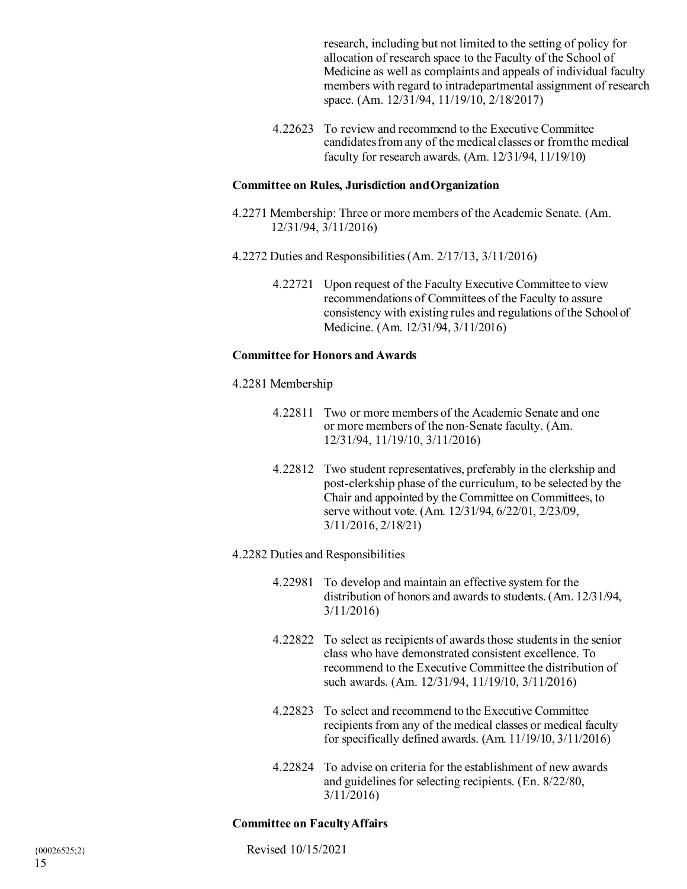research, including but not limited to the setting of policy for allocation of research space to the Faculty of the School of Medicine as well as complaints and appeals of individual faculty members with regard to intradepartmental assignment of research space. (Am. 12/31/94, 11/19/10, 2/18/2017)

4.22623 To review and recommend to the Executive Committee candidates from any of the medical classes or from the medical faculty for research awards. (Am. 12/31/94, 11/19/10)

**Committee on Rules, Jurisdiction and Organization**

4.2271 Membership: Three or more members of the Academic Senate. (Am. 12/31/94, 3/11/2016)

4.2272 Duties and Responsibilities (Am. 2/17/13, 3/11/2016)

4.22721 Upon request of the Faculty Executive Committee to view recommendations of Committees of the Faculty to assure consistency with existing rules and regulations of the School of Medicine. (Am. 12/31/94, 3/11/2016)

**Committee for Honors and Awards**

4.2281 Membership

4.22811 Two or more members of the Academic Senate and one or more members of the non-Senate faculty. (Am. 12/31/94, 11/19/10, 3/11/2016)

4.22812 Two student representatives, preferably in the clerkship and post-clerkship phase of the curriculum, to be selected by the Chair and appointed by the Committee on Committees, to serve without vote. (Am. 12/31/94, 6/22/01, 2/23/09, 3/11/2016, 2/18/21)

4.2282 Duties and Responsibilities

4.22981 To develop and maintain an effective system for the distribution of honors and awards to students. (Am. 12/31/94, 3/11/2016)

4.22822 To select as recipients of awards those students in the senior class who have demonstrated consistent excellence. To recommend to the Executive Committee the distribution of such awards. (Am. 12/31/94, 11/19/10, 3/11/2016)

4.22823 To select and recommend to the Executive Committee recipients from any of the medical classes or medical faculty for specifically defined awards. (Am. 11/19/10, 3/11/2016)

4.22824 To advise on criteria for the establishment of new awards and guidelines for selecting recipients. (En. 8/22/80, 3/11/2016)

**Committee on Faculty Affairs**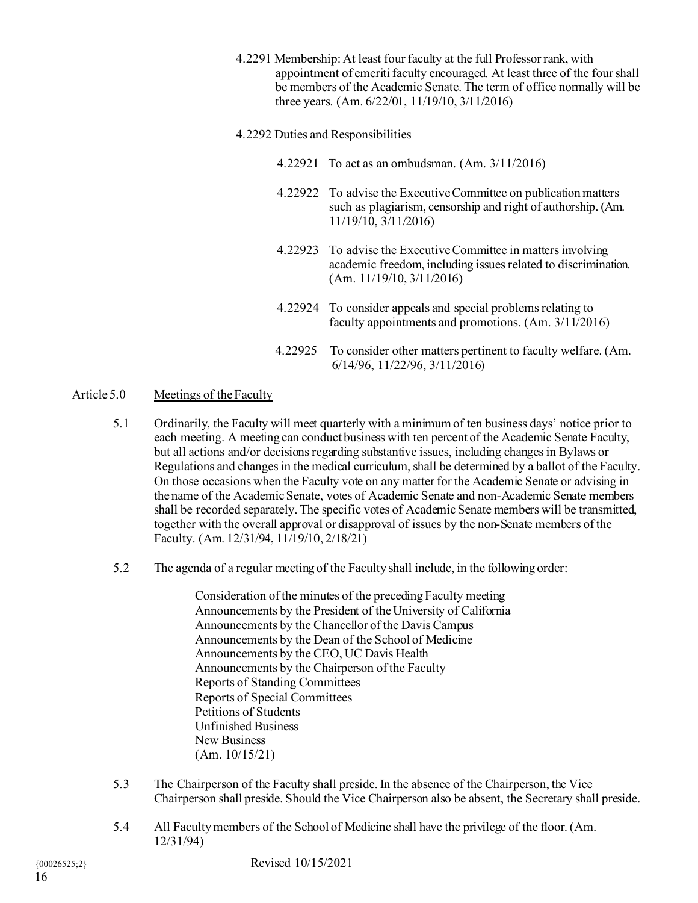4.2291 Membership: At least four faculty at the full Professor rank, with appointment of emeriti faculty encouraged. At least three of the four shall be members of the Academic Senate. The term of office normally will be three years. (Am. 6/22/01, 11/19/10, 3/11/2016)

4.2292 Duties and Responsibilities

4.22921 To act as an ombudsman. (Am. 3/11/2016)

4.22922 To advise the Executive Committee on publication matters such as plagiarism, censorship and right of authorship. (Am. 11/19/10, 3/11/2016)

4.22923 To advise the Executive Committee in matters involving academic freedom, including issues related to discrimination. (Am. 11/19/10, 3/11/2016)

4.22924 To consider appeals and special problems relating to faculty appointments and promotions. (Am. 3/11/2016)

4.22925 To consider other matters pertinent to faculty welfare. (Am. 6/14/96, 11/22/96, 3/11/2016)

## Article 5.0 Meetings of the Faculty

5.1 Ordinarily, the Faculty will meet quarterly with a minimum of ten business days' notice prior to each meeting. A meeting can conduct business with ten percent of the Academic Senate Faculty, but all actions and/or decisions regarding substantive issues, including changes in Bylaws or Regulations and changes in the medical curriculum, shall be determined by a ballot of the Faculty. On those occasions when the Faculty vote on any matter for the Academic Senate or advising in the name of the Academic Senate, votes of Academic Senate and non-Academic Senate members shall be recorded separately. The specific votes of Academic Senate members will be transmitted, together with the overall approval or disapproval of issues by the non-Senate members of the Faculty. (Am. 12/31/94, 11/19/10, 2/18/21)

5.2 The agenda of a regular meeting of the Faculty shall include, in the following order:

Consideration of the minutes of the preceding Faculty meeting
Announcements by the President of the University of California
Announcements by the Chancellor of the Davis Campus
Announcements by the Dean of the School of Medicine
Announcements by the CEO, UC Davis Health
Announcements by the Chairperson of the Faculty
Reports of Standing Committees
Reports of Special Committees
Petitions of Students
Unfinished Business
New Business
(Am. 10/15/21)

5.3 The Chairperson of the Faculty shall preside. In the absence of the Chairperson, the Vice Chairperson shall preside. Should the Vice Chairperson also be absent, the Secretary shall preside.

5.4 All Faculty members of the School of Medicine shall have the privilege of the floor. (Am. 12/31/94)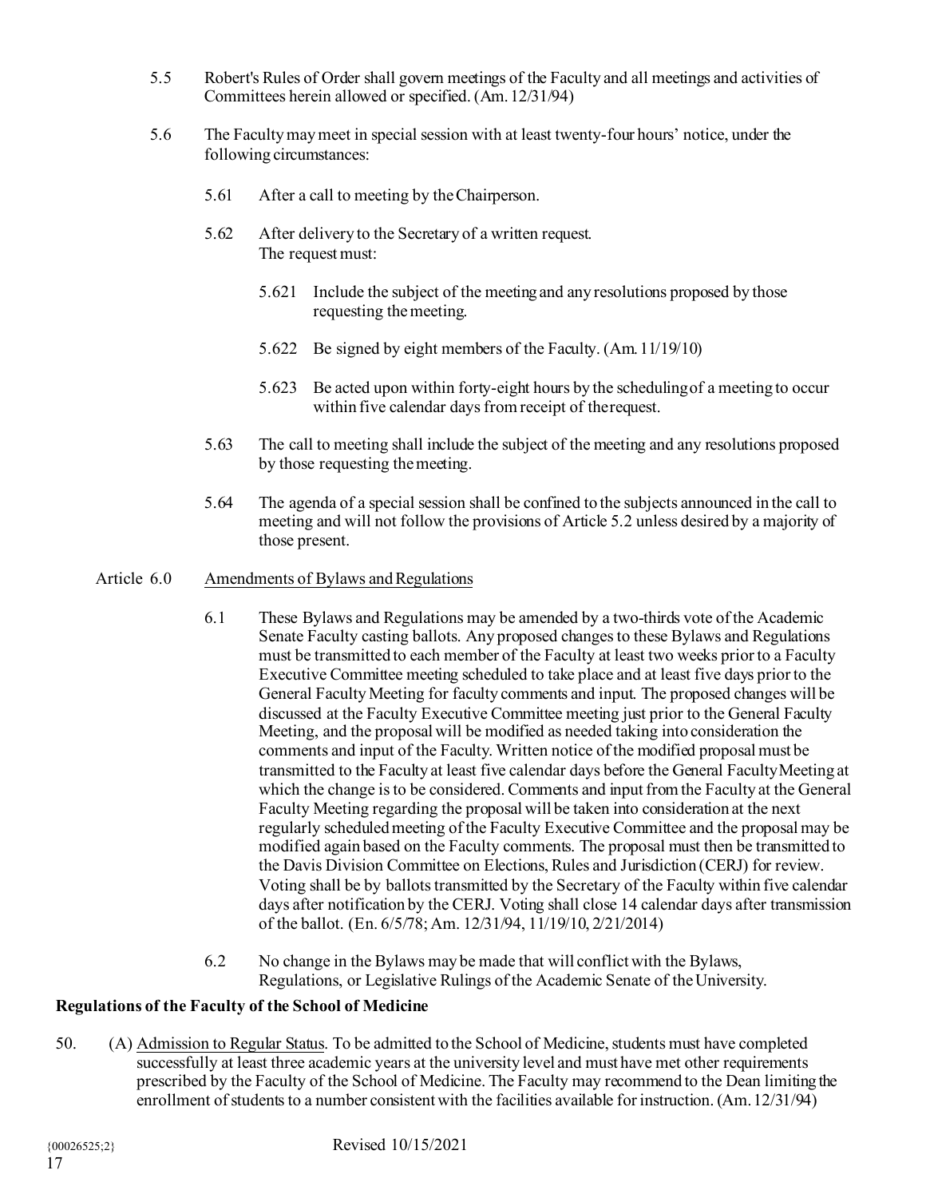5.5 Robert's Rules of Order shall govern meetings of the Faculty and all meetings and activities of Committees herein allowed or specified. (Am. 12/31/94)

5.6 The Faculty may meet in special session with at least twenty-four hours' notice, under the following circumstances:

5.61 After a call to meeting by the Chairperson.

5.62 After delivery to the Secretary of a written request. The request must:

5.621 Include the subject of the meeting and any resolutions proposed by those requesting the meeting.

5.622 Be signed by eight members of the Faculty. (Am. 11/19/10)

5.623 Be acted upon within forty-eight hours by the scheduling of a meeting to occur within five calendar days from receipt of the request.

5.63 The call to meeting shall include the subject of the meeting and any resolutions proposed by those requesting the meeting.

5.64 The agenda of a special session shall be confined to the subjects announced in the call to meeting and will not follow the provisions of Article 5.2 unless desired by a majority of those present.

Article 6.0 Amendments of Bylaws and Regulations

6.1 These Bylaws and Regulations may be amended by a two-thirds vote of the Academic Senate Faculty casting ballots. Any proposed changes to these Bylaws and Regulations must be transmitted to each member of the Faculty at least two weeks prior to a Faculty Executive Committee meeting scheduled to take place and at least five days prior to the General Faculty Meeting for faculty comments and input. The proposed changes will be discussed at the Faculty Executive Committee meeting just prior to the General Faculty Meeting, and the proposal will be modified as needed taking into consideration the comments and input of the Faculty. Written notice of the modified proposal must be transmitted to the Faculty at least five calendar days before the General Faculty Meeting at which the change is to be considered. Comments and input from the Faculty at the General Faculty Meeting regarding the proposal will be taken into consideration at the next regularly scheduled meeting of the Faculty Executive Committee and the proposal may be modified again based on the Faculty comments. The proposal must then be transmitted to the Davis Division Committee on Elections, Rules and Jurisdiction (CERJ) for review. Voting shall be by ballots transmitted by the Secretary of the Faculty within five calendar days after notification by the CERJ. Voting shall close 14 calendar days after transmission of the ballot. (En. 6/5/78; Am. 12/31/94, 11/19/10, 2/21/2014)

6.2 No change in the Bylaws may be made that will conflict with the Bylaws, Regulations, or Legislative Rulings of the Academic Senate of the University.

**Regulations of the Faculty of the School of Medicine**

50. (A) Admission to Regular Status. To be admitted to the School of Medicine, students must have completed successfully at least three academic years at the university level and must have met other requirements prescribed by the Faculty of the School of Medicine. The Faculty may recommend to the Dean limiting the enrollment of students to a number consistent with the facilities available for instruction. (Am. 12/31/94)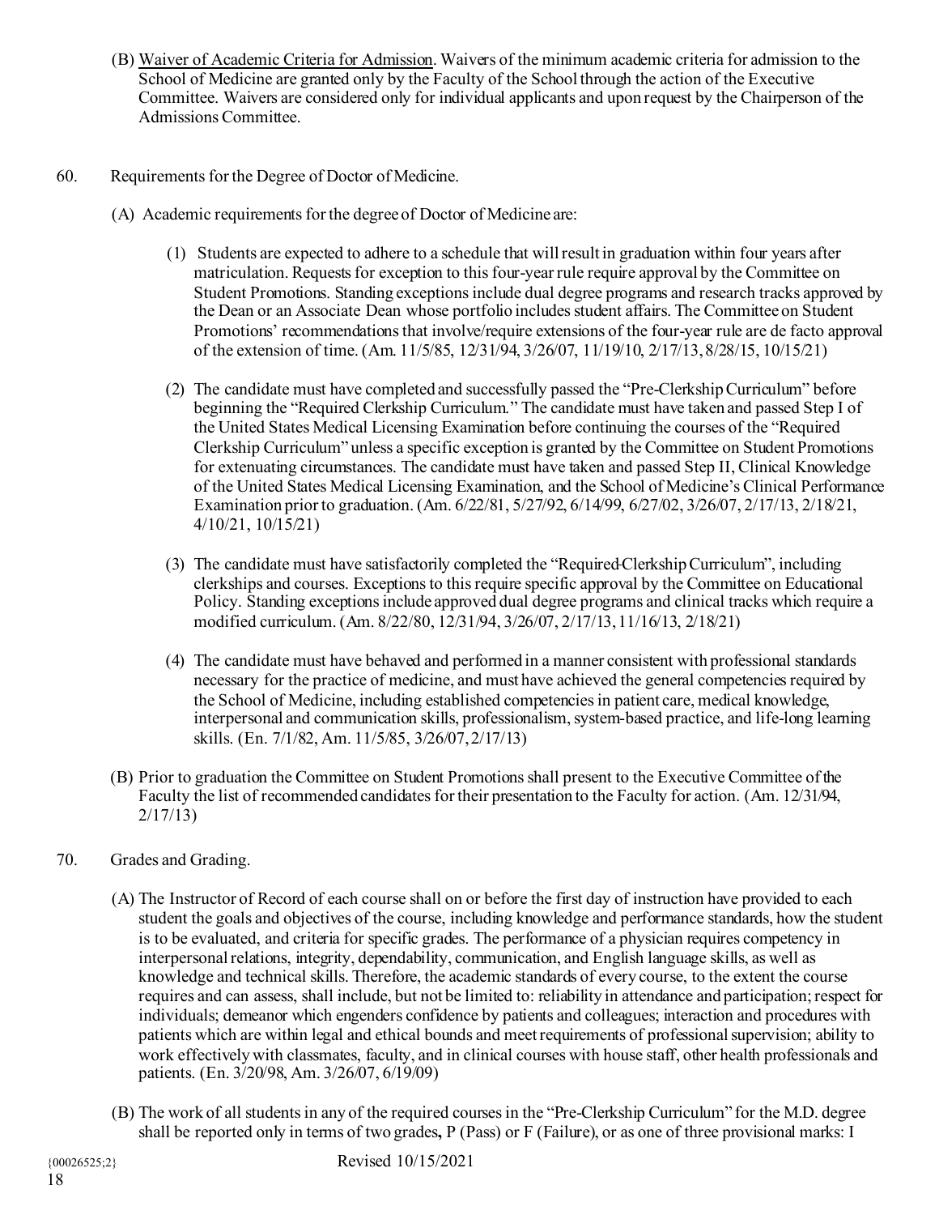(B) Waiver of Academic Criteria for Admission. Waivers of the minimum academic criteria for admission to the School of Medicine are granted only by the Faculty of the School through the action of the Executive Committee. Waivers are considered only for individual applicants and upon request by the Chairperson of the Admissions Committee.

60. Requirements for the Degree of Doctor of Medicine.

(A) Academic requirements for the degree of Doctor of Medicine are:

(1) Students are expected to adhere to a schedule that will result in graduation within four years after matriculation. Requests for exception to this four-year rule require approval by the Committee on Student Promotions. Standing exceptions include dual degree programs and research tracks approved by the Dean or an Associate Dean whose portfolio includes student affairs. The Committee on Student Promotions' recommendations that involve/require extensions of the four-year rule are de facto approval of the extension of time. (Am. 11/5/85, 12/31/94, 3/26/07, 11/19/10, 2/17/13, 8/28/15, 10/15/21)

(2) The candidate must have completed and successfully passed the "Pre-Clerkship Curriculum" before beginning the "Required Clerkship Curriculum." The candidate must have taken and passed Step I of the United States Medical Licensing Examination before continuing the courses of the "Required Clerkship Curriculum" unless a specific exception is granted by the Committee on Student Promotions for extenuating circumstances. The candidate must have taken and passed Step II, Clinical Knowledge of the United States Medical Licensing Examination, and the School of Medicine's Clinical Performance Examination prior to graduation. (Am. 6/22/81, 5/27/92, 6/14/99, 6/27/02, 3/26/07, 2/17/13, 2/18/21, 4/10/21, 10/15/21)

(3) The candidate must have satisfactorily completed the "Required-Clerkship Curriculum", including clerkships and courses. Exceptions to this require specific approval by the Committee on Educational Policy. Standing exceptions include approved dual degree programs and clinical tracks which require a modified curriculum. (Am. 8/22/80, 12/31/94, 3/26/07, 2/17/13, 11/16/13, 2/18/21)

(4) The candidate must have behaved and performed in a manner consistent with professional standards necessary for the practice of medicine, and must have achieved the general competencies required by the School of Medicine, including established competencies in patient care, medical knowledge, interpersonal and communication skills, professionalism, system-based practice, and life-long learning skills. (En. 7/1/82, Am. 11/5/85, 3/26/07, 2/17/13)

(B) Prior to graduation the Committee on Student Promotions shall present to the Executive Committee of the Faculty the list of recommended candidates for their presentation to the Faculty for action. (Am. 12/31/94, 2/17/13)

70. Grades and Grading.

(A) The Instructor of Record of each course shall on or before the first day of instruction have provided to each student the goals and objectives of the course, including knowledge and performance standards, how the student is to be evaluated, and criteria for specific grades. The performance of a physician requires competency in interpersonal relations, integrity, dependability, communication, and English language skills, as well as knowledge and technical skills. Therefore, the academic standards of every course, to the extent the course requires and can assess, shall include, but not be limited to: reliability in attendance and participation; respect for individuals; demeanor which engenders confidence by patients and colleagues; interaction and procedures with patients which are within legal and ethical bounds and meet requirements of professional supervision; ability to work effectively with classmates, faculty, and in clinical courses with house staff, other health professionals and patients. (En. 3/20/98, Am. 3/26/07, 6/19/09)

(B) The work of all students in any of the required courses in the "Pre-Clerkship Curriculum" for the M.D. degree shall be reported only in terms of two grades**,** P (Pass) or F (Failure), or as one of three provisional marks: I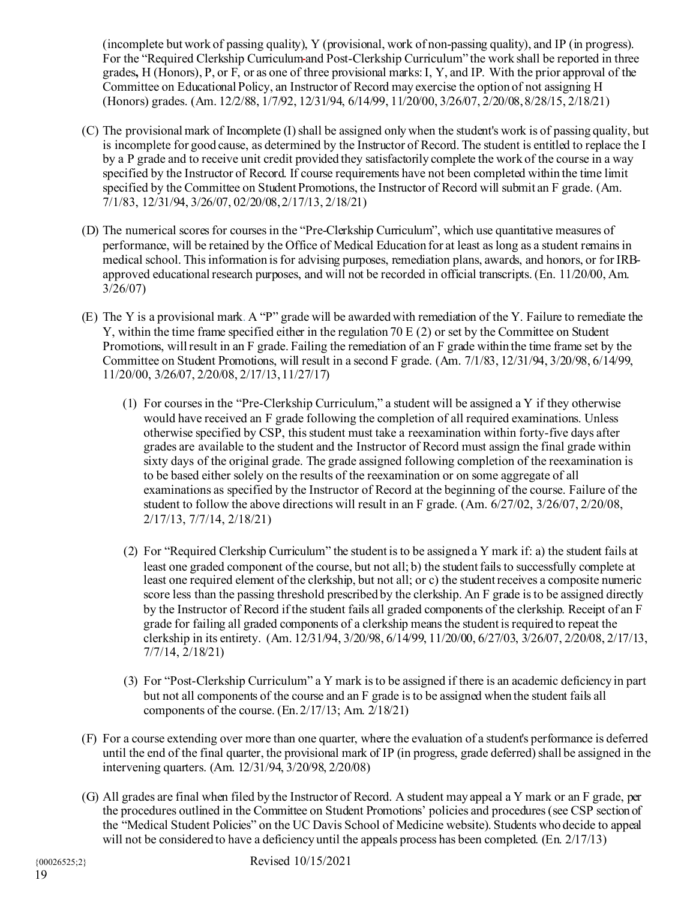(incomplete but work of passing quality), Y (provisional, work of non-passing quality), and IP (in progress). For the "Required Clerkship Curriculum and Post-Clerkship Curriculum" the work shall be reported in three grades, H (Honors), P, or F, or as one of three provisional marks: I, Y, and IP. With the prior approval of the Committee on Educational Policy, an Instructor of Record may exercise the option of not assigning H (Honors) grades. (Am. 12/2/88, 1/7/92, 12/31/94, 6/14/99, 11/20/00, 3/26/07, 2/20/08, 8/28/15, 2/18/21)

(C) The provisional mark of Incomplete (I) shall be assigned only when the student's work is of passing quality, but is incomplete for good cause, as determined by the Instructor of Record. The student is entitled to replace the I by a P grade and to receive unit credit provided they satisfactorily complete the work of the course in a way specified by the Instructor of Record. If course requirements have not been completed within the time limit specified by the Committee on Student Promotions, the Instructor of Record will submit an F grade. (Am. 7/1/83, 12/31/94, 3/26/07, 02/20/08, 2/17/13, 2/18/21)

(D) The numerical scores for courses in the "Pre-Clerkship Curriculum", which use quantitative measures of performance, will be retained by the Office of Medical Education for at least as long as a student remains in medical school. This information is for advising purposes, remediation plans, awards, and honors, or for IRB-approved educational research purposes, and will not be recorded in official transcripts. (En. 11/20/00, Am. 3/26/07)

(E) The Y is a provisional mark. A "P" grade will be awarded with remediation of the Y. Failure to remediate the Y, within the time frame specified either in the regulation 70 E (2) or set by the Committee on Student Promotions, will result in an F grade. Failing the remediation of an F grade within the time frame set by the Committee on Student Promotions, will result in a second F grade. (Am. 7/1/83, 12/31/94, 3/20/98, 6/14/99, 11/20/00, 3/26/07, 2/20/08, 2/17/13, 11/27/17)

(1) For courses in the "Pre-Clerkship Curriculum," a student will be assigned a Y if they otherwise would have received an F grade following the completion of all required examinations. Unless otherwise specified by CSP, this student must take a reexamination within forty-five days after grades are available to the student and the Instructor of Record must assign the final grade within sixty days of the original grade. The grade assigned following completion of the reexamination is to be based either solely on the results of the reexamination or on some aggregate of all examinations as specified by the Instructor of Record at the beginning of the course. Failure of the student to follow the above directions will result in an F grade. (Am. 6/27/02, 3/26/07, 2/20/08, 2/17/13, 7/7/14, 2/18/21)

(2) For "Required Clerkship Curriculum" the student is to be assigned a Y mark if: a) the student fails at least one graded component of the course, but not all; b) the student fails to successfully complete at least one required element of the clerkship, but not all; or c) the student receives a composite numeric score less than the passing threshold prescribed by the clerkship. An F grade is to be assigned directly by the Instructor of Record if the student fails all graded components of the clerkship. Receipt of an F grade for failing all graded components of a clerkship means the student is required to repeat the clerkship in its entirety. (Am. 12/31/94, 3/20/98, 6/14/99, 11/20/00, 6/27/03, 3/26/07, 2/20/08, 2/17/13, 7/7/14, 2/18/21)

(3) For "Post-Clerkship Curriculum" a Y mark is to be assigned if there is an academic deficiency in part but not all components of the course and an F grade is to be assigned when the student fails all components of the course. (En. 2/17/13; Am. 2/18/21)

(F) For a course extending over more than one quarter, where the evaluation of a student's performance is deferred until the end of the final quarter, the provisional mark of IP (in progress, grade deferred) shall be assigned in the intervening quarters. (Am. 12/31/94, 3/20/98, 2/20/08)

(G) All grades are final when filed by the Instructor of Record. A student may appeal a Y mark or an F grade, per the procedures outlined in the Committee on Student Promotions' policies and procedures (see CSP section of the "Medical Student Policies" on the UC Davis School of Medicine website). Students who decide to appeal will not be considered to have a deficiency until the appeals process has been completed. (En. 2/17/13)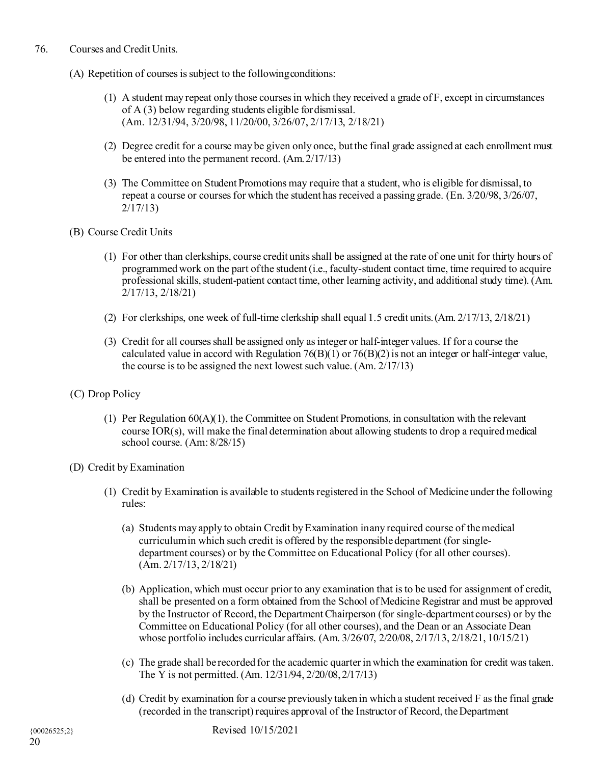76. Courses and Credit Units.

(A) Repetition of courses is subject to the following conditions:

(1) A student may repeat only those courses in which they received a grade of F, except in circumstances of A (3) below regarding students eligible for dismissal. (Am. 12/31/94, 3/20/98, 11/20/00, 3/26/07, 2/17/13, 2/18/21)

(2) Degree credit for a course may be given only once, but the final grade assigned at each enrollment must be entered into the permanent record. (Am. 2/17/13)

(3) The Committee on Student Promotions may require that a student, who is eligible for dismissal, to repeat a course or courses for which the student has received a passing grade. (En. 3/20/98, 3/26/07, 2/17/13)

(B) Course Credit Units

(1) For other than clerkships, course credit units shall be assigned at the rate of one unit for thirty hours of programmed work on the part of the student (i.e., faculty-student contact time, time required to acquire professional skills, student-patient contact time, other learning activity, and additional study time). (Am. 2/17/13, 2/18/21)

(2) For clerkships, one week of full-time clerkship shall equal 1.5 credit units. (Am. 2/17/13, 2/18/21)

(3) Credit for all courses shall be assigned only as integer or half-integer values. If for a course the calculated value in accord with Regulation 76(B)(1) or 76(B)(2) is not an integer or half-integer value, the course is to be assigned the next lowest such value. (Am. 2/17/13)

(C) Drop Policy

(1) Per Regulation 60(A)(1), the Committee on Student Promotions, in consultation with the relevant course IOR(s), will make the final determination about allowing students to drop a required medical school course. (Am: 8/28/15)

(D) Credit by Examination

(1) Credit by Examination is available to students registered in the School of Medicine under the following rules:

(a) Students may apply to obtain Credit by Examination in any required course of the medical curriculum in which such credit is offered by the responsible department (for single-department courses) or by the Committee on Educational Policy (for all other courses). (Am. 2/17/13, 2/18/21)

(b) Application, which must occur prior to any examination that is to be used for assignment of credit, shall be presented on a form obtained from the School of Medicine Registrar and must be approved by the Instructor of Record, the Department Chairperson (for single-department courses) or by the Committee on Educational Policy (for all other courses), and the Dean or an Associate Dean whose portfolio includes curricular affairs. (Am. 3/26/07, 2/20/08, 2/17/13, 2/18/21, 10/15/21)

(c) The grade shall be recorded for the academic quarter in which the examination for credit was taken. The Y is not permitted. (Am. 12/31/94, 2/20/08, 2/17/13)

(d) Credit by examination for a course previously taken in which a student received F as the final grade (recorded in the transcript) requires approval of the Instructor of Record, the Department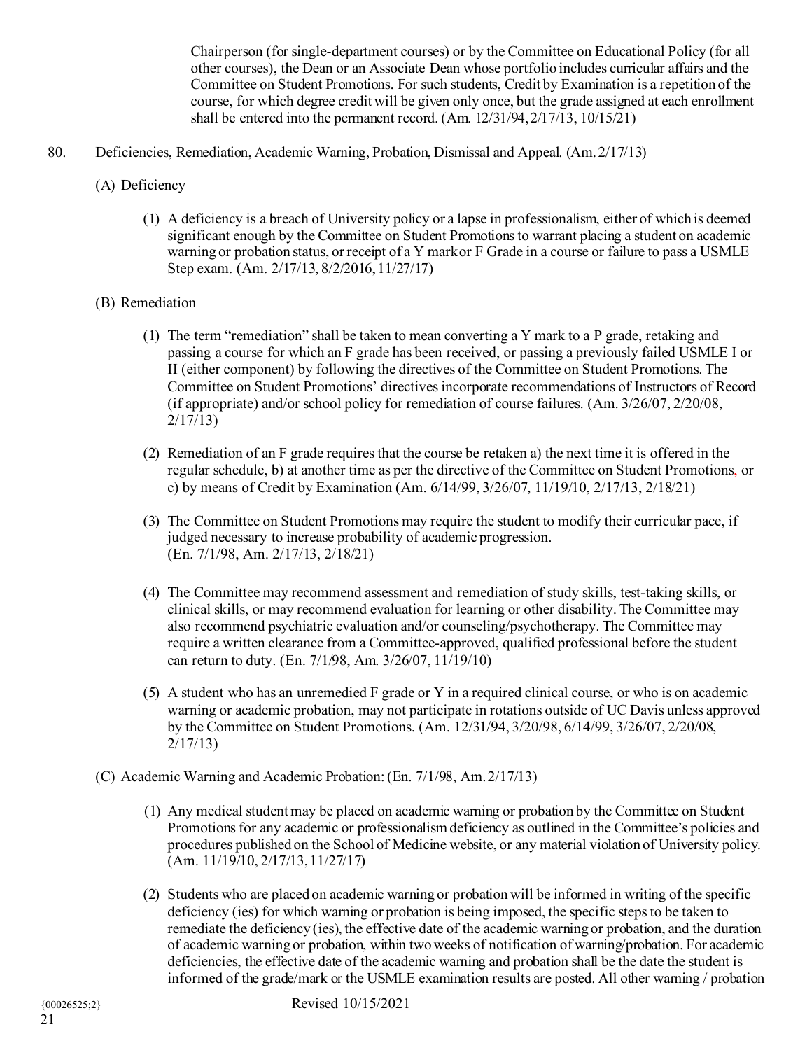Chairperson (for single-department courses) or by the Committee on Educational Policy (for all other courses), the Dean or an Associate Dean whose portfolio includes curricular affairs and the Committee on Student Promotions. For such students, Credit by Examination is a repetition of the course, for which degree credit will be given only once, but the grade assigned at each enrollment shall be entered into the permanent record. (Am. 12/31/94, 2/17/13, 10/15/21)

80. Deficiencies, Remediation, Academic Warning, Probation, Dismissal and Appeal. (Am. 2/17/13)

(A) Deficiency

(1) A deficiency is a breach of University policy or a lapse in professionalism, either of which is deemed significant enough by the Committee on Student Promotions to warrant placing a student on academic warning or probation status, or receipt of a Y mark or F Grade in a course or failure to pass a USMLE Step exam. (Am. 2/17/13, 8/2/2016, 11/27/17)

(B) Remediation

(1) The term "remediation" shall be taken to mean converting a Y mark to a P grade, retaking and passing a course for which an F grade has been received, or passing a previously failed USMLE I or II (either component) by following the directives of the Committee on Student Promotions. The Committee on Student Promotions' directives incorporate recommendations of Instructors of Record (if appropriate) and/or school policy for remediation of course failures. (Am. 3/26/07, 2/20/08, 2/17/13)

(2) Remediation of an F grade requires that the course be retaken a) the next time it is offered in the regular schedule, b) at another time as per the directive of the Committee on Student Promotions, or c) by means of Credit by Examination (Am. 6/14/99, 3/26/07, 11/19/10, 2/17/13, 2/18/21)

(3) The Committee on Student Promotions may require the student to modify their curricular pace, if judged necessary to increase probability of academic progression. (En. 7/1/98, Am. 2/17/13, 2/18/21)

(4) The Committee may recommend assessment and remediation of study skills, test-taking skills, or clinical skills, or may recommend evaluation for learning or other disability. The Committee may also recommend psychiatric evaluation and/or counseling/psychotherapy. The Committee may require a written clearance from a Committee-approved, qualified professional before the student can return to duty. (En. 7/1/98, Am. 3/26/07, 11/19/10)

(5) A student who has an unremedied F grade or Y in a required clinical course, or who is on academic warning or academic probation, may not participate in rotations outside of UC Davis unless approved by the Committee on Student Promotions. (Am. 12/31/94, 3/20/98, 6/14/99, 3/26/07, 2/20/08, 2/17/13)

(C) Academic Warning and Academic Probation: (En. 7/1/98, Am. 2/17/13)

(1) Any medical student may be placed on academic warning or probation by the Committee on Student Promotions for any academic or professionalism deficiency as outlined in the Committee's policies and procedures published on the School of Medicine website, or any material violation of University policy. (Am. 11/19/10, 2/17/13, 11/27/17)

(2) Students who are placed on academic warning or probation will be informed in writing of the specific deficiency (ies) for which warning or probation is being imposed, the specific steps to be taken to remediate the deficiency (ies), the effective date of the academic warning or probation, and the duration of academic warning or probation, within two weeks of notification of warning/probation. For academic deficiencies, the effective date of the academic warning and probation shall be the date the student is informed of the grade/mark or the USMLE examination results are posted. All other warning / probation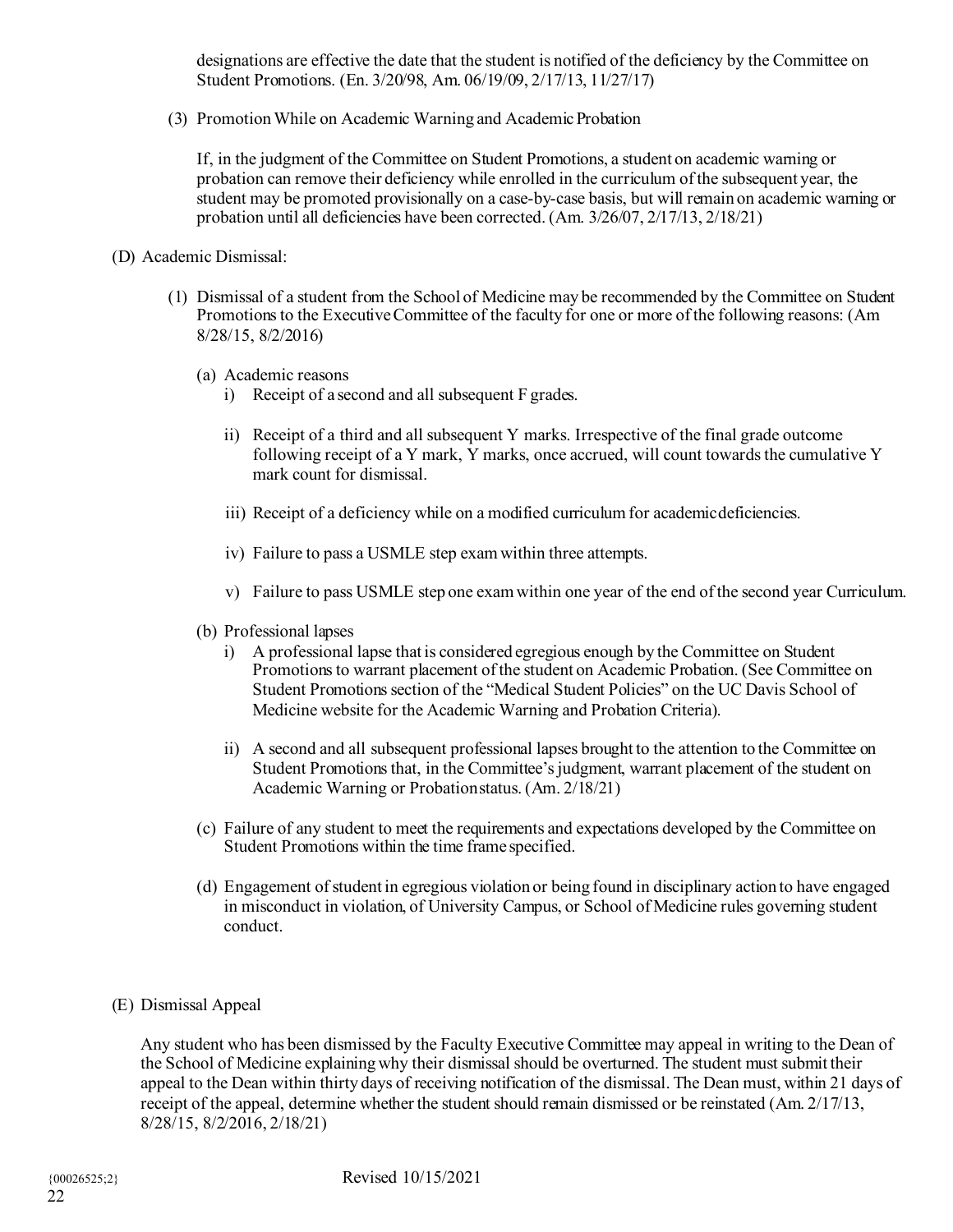designations are effective the date that the student is notified of the deficiency by the Committee on Student Promotions. (En. 3/20/98, Am. 06/19/09, 2/17/13, 11/27/17)

(3) Promotion While on Academic Warning and Academic Probation

If, in the judgment of the Committee on Student Promotions, a student on academic warning or probation can remove their deficiency while enrolled in the curriculum of the subsequent year, the student may be promoted provisionally on a case-by-case basis, but will remain on academic warning or probation until all deficiencies have been corrected. (Am. 3/26/07, 2/17/13, 2/18/21)

(D) Academic Dismissal:

(1) Dismissal of a student from the School of Medicine may be recommended by the Committee on Student Promotions to the Executive Committee of the faculty for one or more of the following reasons: (Am 8/28/15, 8/2/2016)

(a) Academic reasons

i) Receipt of a second and all subsequent F grades.

ii) Receipt of a third and all subsequent Y marks. Irrespective of the final grade outcome following receipt of a Y mark, Y marks, once accrued, will count towards the cumulative Y mark count for dismissal.

iii) Receipt of a deficiency while on a modified curriculum for academic deficiencies.

iv) Failure to pass a USMLE step exam within three attempts.

v) Failure to pass USMLE step one exam within one year of the end of the second year Curriculum.

(b) Professional lapses

i) A professional lapse that is considered egregious enough by the Committee on Student Promotions to warrant placement of the student on Academic Probation. (See Committee on Student Promotions section of the "Medical Student Policies" on the UC Davis School of Medicine website for the Academic Warning and Probation Criteria).

ii) A second and all subsequent professional lapses brought to the attention to the Committee on Student Promotions that, in the Committee's judgment, warrant placement of the student on Academic Warning or Probation status. (Am. 2/18/21)

(c) Failure of any student to meet the requirements and expectations developed by the Committee on Student Promotions within the time frame specified.

(d) Engagement of student in egregious violation or being found in disciplinary action to have engaged in misconduct in violation, of University Campus, or School of Medicine rules governing student conduct.

(E) Dismissal Appeal

Any student who has been dismissed by the Faculty Executive Committee may appeal in writing to the Dean of the School of Medicine explaining why their dismissal should be overturned. The student must submit their appeal to the Dean within thirty days of receiving notification of the dismissal. The Dean must, within 21 days of receipt of the appeal, determine whether the student should remain dismissed or be reinstated (Am. 2/17/13, 8/28/15, 8/2/2016, 2/18/21)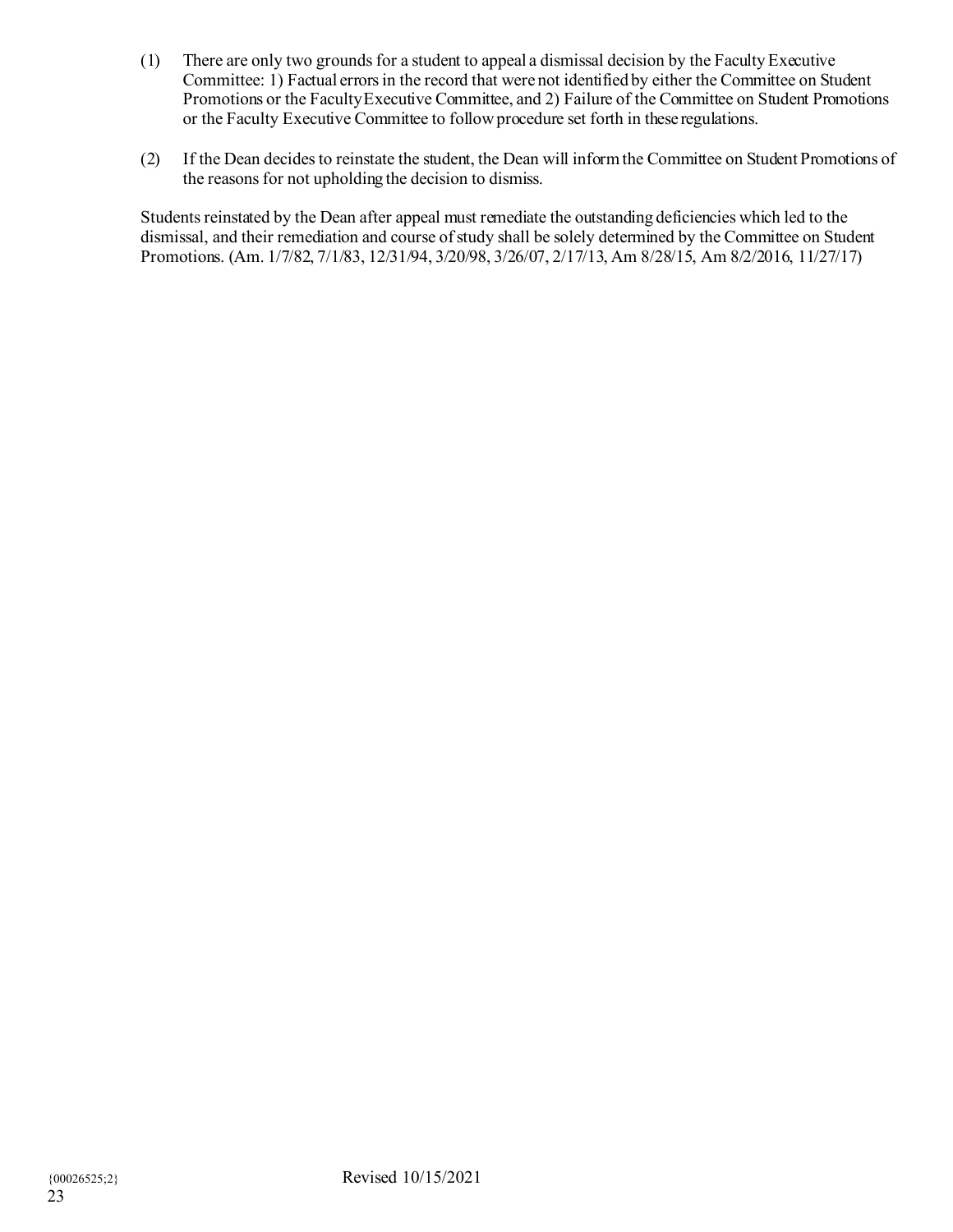(1) There are only two grounds for a student to appeal a dismissal decision by the Faculty Executive Committee: 1) Factual errors in the record that were not identified by either the Committee on Student Promotions or the Faculty Executive Committee, and 2) Failure of the Committee on Student Promotions or the Faculty Executive Committee to follow procedure set forth in these regulations.

(2) If the Dean decides to reinstate the student, the Dean will inform the Committee on Student Promotions of the reasons for not upholding the decision to dismiss.

Students reinstated by the Dean after appeal must remediate the outstanding deficiencies which led to the dismissal, and their remediation and course of study shall be solely determined by the Committee on Student Promotions. (Am. 1/7/82, 7/1/83, 12/31/94, 3/20/98, 3/26/07, 2/17/13, Am 8/28/15, Am 8/2/2016, 11/27/17)